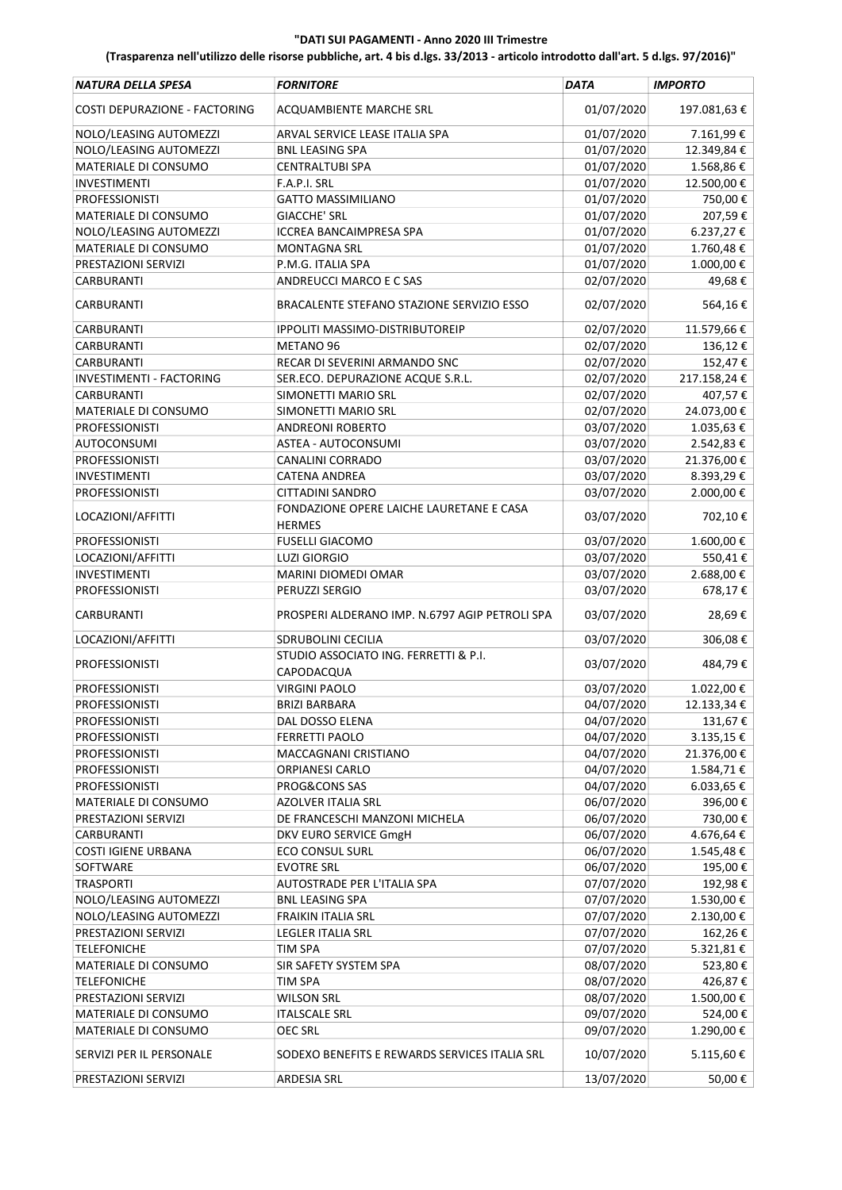**"DATI SUI PAGAMENTI - Anno 2020 III Trimestre**

**(Trasparenza nell'utilizzo delle risorse pubbliche, art. 4 bis d.lgs. 33/2013 - articolo introdotto dall'art. 5 d.lgs. 97/2016)"**

| *NATURA DELLA SPESA* | *FORNITORE* | *DATA* | *IMPORTO* |
|---|---|---|---|
| COSTI DEPURAZIONE - FACTORING | ACQUAMBIENTE MARCHE SRL | 01/07/2020 | 197.081,63 € |
| NOLO/LEASING AUTOMEZZI | ARVAL SERVICE LEASE ITALIA SPA | 01/07/2020 | 7.161,99 € |
| NOLO/LEASING AUTOMEZZI | BNL LEASING SPA | 01/07/2020 | 12.349,84 € |
| MATERIALE DI CONSUMO | CENTRALTUBI SPA | 01/07/2020 | 1.568,86 € |
| INVESTIMENTI | F.A.P.I. SRL | 01/07/2020 | 12.500,00 € |
| PROFESSIONISTI | GATTO MASSIMILIANO | 01/07/2020 | 750,00 € |
| MATERIALE DI CONSUMO | GIACCHE' SRL | 01/07/2020 | 207,59 € |
| NOLO/LEASING AUTOMEZZI | ICCREA BANCAIMPRESA SPA | 01/07/2020 | 6.237,27 € |
| MATERIALE DI CONSUMO | MONTAGNA SRL | 01/07/2020 | 1.760,48 € |
| PRESTAZIONI SERVIZI | P.M.G. ITALIA SPA | 01/07/2020 | 1.000,00 € |
| CARBURANTI | ANDREUCCI MARCO E C SAS | 02/07/2020 | 49,68 € |
| CARBURANTI | BRACALENTE STEFANO STAZIONE SERVIZIO ESSO | 02/07/2020 | 564,16 € |
| CARBURANTI | IPPOLITI MASSIMO-DISTRIBUTOREIP | 02/07/2020 | 11.579,66 € |
| CARBURANTI | METANO 96 | 02/07/2020 | 136,12 € |
| CARBURANTI | RECAR DI SEVERINI ARMANDO SNC | 02/07/2020 | 152,47 € |
| INVESTIMENTI - FACTORING | SER.ECO. DEPURAZIONE ACQUE S.R.L. | 02/07/2020 | 217.158,24 € |
| CARBURANTI | SIMONETTI MARIO SRL | 02/07/2020 | 407,57 € |
| MATERIALE DI CONSUMO | SIMONETTI MARIO SRL | 02/07/2020 | 24.073,00 € |
| PROFESSIONISTI | ANDREONI ROBERTO | 03/07/2020 | 1.035,63 € |
| AUTOCONSUMI | ASTEA - AUTOCONSUMI | 03/07/2020 | 2.542,83 € |
| PROFESSIONISTI | CANALINI CORRADO | 03/07/2020 | 21.376,00 € |
| INVESTIMENTI | CATENA ANDREA | 03/07/2020 | 8.393,29 € |
| PROFESSIONISTI | CITTADINI SANDRO | 03/07/2020 | 2.000,00 € |
| LOCAZIONI/AFFITTI | FONDAZIONE OPERE LAICHE LAURETANE E CASA HERMES | 03/07/2020 | 702,10 € |
| PROFESSIONISTI | FUSELLI GIACOMO | 03/07/2020 | 1.600,00 € |
| LOCAZIONI/AFFITTI | LUZI GIORGIO | 03/07/2020 | 550,41 € |
| INVESTIMENTI | MARINI DIOMEDI OMAR | 03/07/2020 | 2.688,00 € |
| PROFESSIONISTI | PERUZZI SERGIO | 03/07/2020 | 678,17 € |
| CARBURANTI | PROSPERI ALDERANO IMP. N.6797 AGIP PETROLI SPA | 03/07/2020 | 28,69 € |
| LOCAZIONI/AFFITTI | SDRUBOLINI CECILIA | 03/07/2020 | 306,08 € |
| PROFESSIONISTI | STUDIO ASSOCIATO ING. FERRETTI & P.I. CAPODACQUA | 03/07/2020 | 484,79 € |
| PROFESSIONISTI | VIRGINI PAOLO | 03/07/2020 | 1.022,00 € |
| PROFESSIONISTI | BRIZI BARBARA | 04/07/2020 | 12.133,34 € |
| PROFESSIONISTI | DAL DOSSO ELENA | 04/07/2020 | 131,67 € |
| PROFESSIONISTI | FERRETTI PAOLO | 04/07/2020 | 3.135,15 € |
| PROFESSIONISTI | MACCAGNANI CRISTIANO | 04/07/2020 | 21.376,00 € |
| PROFESSIONISTI | ORPIANESI CARLO | 04/07/2020 | 1.584,71 € |
| PROFESSIONISTI | PROG&CONS SAS | 04/07/2020 | 6.033,65 € |
| MATERIALE DI CONSUMO | AZOLVER ITALIA SRL | 06/07/2020 | 396,00 € |
| PRESTAZIONI SERVIZI | DE FRANCESCHI MANZONI MICHELA | 06/07/2020 | 730,00 € |
| CARBURANTI | DKV EURO SERVICE GmgH | 06/07/2020 | 4.676,64 € |
| COSTI IGIENE URBANA | ECO CONSUL SURL | 06/07/2020 | 1.545,48 € |
| SOFTWARE | EVOTRE SRL | 06/07/2020 | 195,00 € |
| TRASPORTI | AUTOSTRADE PER L'ITALIA SPA | 07/07/2020 | 192,98 € |
| NOLO/LEASING AUTOMEZZI | BNL LEASING SPA | 07/07/2020 | 1.530,00 € |
| NOLO/LEASING AUTOMEZZI | FRAIKIN ITALIA SRL | 07/07/2020 | 2.130,00 € |
| PRESTAZIONI SERVIZI | LEGLER ITALIA SRL | 07/07/2020 | 162,26 € |
| TELEFONICHE | TIM SPA | 07/07/2020 | 5.321,81 € |
| MATERIALE DI CONSUMO | SIR SAFETY SYSTEM SPA | 08/07/2020 | 523,80 € |
| TELEFONICHE | TIM SPA | 08/07/2020 | 426,87 € |
| PRESTAZIONI SERVIZI | WILSON SRL | 08/07/2020 | 1.500,00 € |
| MATERIALE DI CONSUMO | ITALSCALE SRL | 09/07/2020 | 524,00 € |
| MATERIALE DI CONSUMO | OEC SRL | 09/07/2020 | 1.290,00 € |
| SERVIZI PER IL PERSONALE | SODEXO BENEFITS E REWARDS SERVICES ITALIA SRL | 10/07/2020 | 5.115,60 € |
| PRESTAZIONI SERVIZI | ARDESIA SRL | 13/07/2020 | 50,00 € |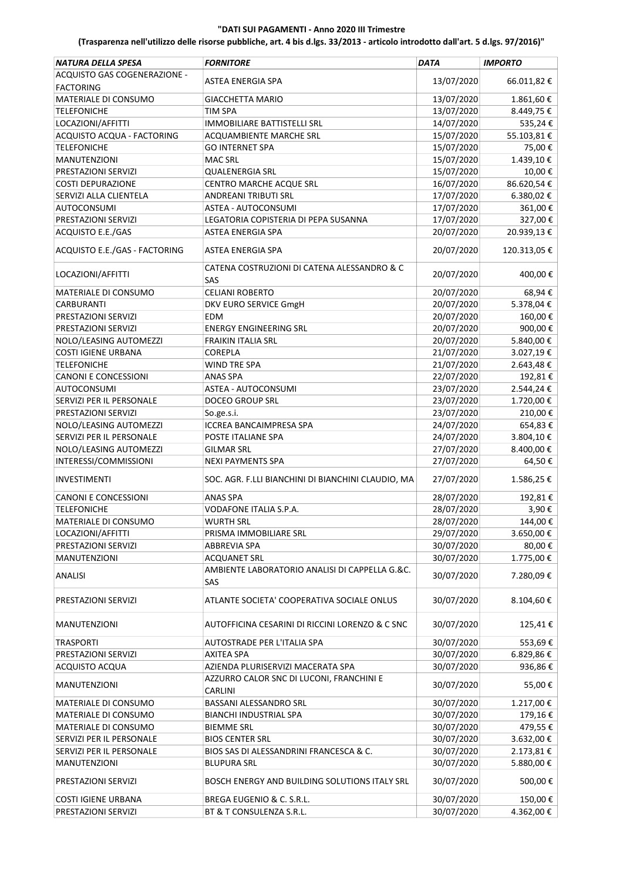**"DATI SUI PAGAMENTI - Anno 2020 III Trimestre**

**(Trasparenza nell'utilizzo delle risorse pubbliche, art. 4 bis d.lgs. 33/2013 - articolo introdotto dall'art. 5 d.lgs. 97/2016)"**

| *NATURA DELLA SPESA* | *FORNITORE* | *DATA* | *IMPORTO* |
|---|---|---|---|
| ACQUISTO GAS COGENERAZIONE - FACTORING | ASTEA ENERGIA SPA | 13/07/2020 | 66.011,82 € |
| MATERIALE DI CONSUMO | GIACCHETTA MARIO | 13/07/2020 | 1.861,60 € |
| TELEFONICHE | TIM SPA | 13/07/2020 | 8.449,75 € |
| LOCAZIONI/AFFITTI | IMMOBILIARE BATTISTELLI SRL | 14/07/2020 | 535,24 € |
| ACQUISTO ACQUA - FACTORING | ACQUAMBIENTE MARCHE SRL | 15/07/2020 | 55.103,81 € |
| TELEFONICHE | GO INTERNET SPA | 15/07/2020 | 75,00 € |
| MANUTENZIONI | MAC SRL | 15/07/2020 | 1.439,10 € |
| PRESTAZIONI SERVIZI | QUALENERGIA SRL | 15/07/2020 | 10,00 € |
| COSTI DEPURAZIONE | CENTRO MARCHE ACQUE SRL | 16/07/2020 | 86.620,54 € |
| SERVIZI ALLA CLIENTELA | ANDREANI TRIBUTI SRL | 17/07/2020 | 6.380,02 € |
| AUTOCONSUMI | ASTEA - AUTOCONSUMI | 17/07/2020 | 361,00 € |
| PRESTAZIONI SERVIZI | LEGATORIA COPISTERIA DI PEPA SUSANNA | 17/07/2020 | 327,00 € |
| ACQUISTO E.E./GAS | ASTEA ENERGIA SPA | 20/07/2020 | 20.939,13 € |
| ACQUISTO E.E./GAS - FACTORING | ASTEA ENERGIA SPA | 20/07/2020 | 120.313,05 € |
| LOCAZIONI/AFFITTI | CATENA COSTRUZIONI DI CATENA ALESSANDRO & C SAS | 20/07/2020 | 400,00 € |
| MATERIALE DI CONSUMO | CELIANI ROBERTO | 20/07/2020 | 68,94 € |
| CARBURANTI | DKV EURO SERVICE GmgH | 20/07/2020 | 5.378,04 € |
| PRESTAZIONI SERVIZI | EDM | 20/07/2020 | 160,00 € |
| PRESTAZIONI SERVIZI | ENERGY ENGINEERING SRL | 20/07/2020 | 900,00 € |
| NOLO/LEASING AUTOMEZZI | FRAIKIN ITALIA SRL | 20/07/2020 | 5.840,00 € |
| COSTI IGIENE URBANA | COREPLA | 21/07/2020 | 3.027,19 € |
| TELEFONICHE | WIND TRE SPA | 21/07/2020 | 2.643,48 € |
| CANONI E CONCESSIONI | ANAS SPA | 22/07/2020 | 192,81 € |
| AUTOCONSUMI | ASTEA - AUTOCONSUMI | 23/07/2020 | 2.544,24 € |
| SERVIZI PER IL PERSONALE | DOCEO GROUP SRL | 23/07/2020 | 1.720,00 € |
| PRESTAZIONI SERVIZI | So.ge.s.i. | 23/07/2020 | 210,00 € |
| NOLO/LEASING AUTOMEZZI | ICCREA BANCAIMPRESA SPA | 24/07/2020 | 654,83 € |
| SERVIZI PER IL PERSONALE | POSTE ITALIANE SPA | 24/07/2020 | 3.804,10 € |
| NOLO/LEASING AUTOMEZZI | GILMAR SRL | 27/07/2020 | 8.400,00 € |
| INTERESSI/COMMISSIONI | NEXI PAYMENTS SPA | 27/07/2020 | 64,50 € |
| INVESTIMENTI | SOC. AGR. F.LLI BIANCHINI DI BIANCHINI CLAUDIO, MA | 27/07/2020 | 1.586,25 € |
| CANONI E CONCESSIONI | ANAS SPA | 28/07/2020 | 192,81 € |
| TELEFONICHE | VODAFONE ITALIA S.P.A. | 28/07/2020 | 3,90 € |
| MATERIALE DI CONSUMO | WURTH SRL | 28/07/2020 | 144,00 € |
| LOCAZIONI/AFFITTI | PRISMA IMMOBILIARE SRL | 29/07/2020 | 3.650,00 € |
| PRESTAZIONI SERVIZI | ABBREVIA SPA | 30/07/2020 | 80,00 € |
| MANUTENZIONI | ACQUANET SRL | 30/07/2020 | 1.775,00 € |
| ANALISI | AMBIENTE LABORATORIO ANALISI DI CAPPELLA G.&C. SAS | 30/07/2020 | 7.280,09 € |
| PRESTAZIONI SERVIZI | ATLANTE SOCIETA' COOPERATIVA SOCIALE ONLUS | 30/07/2020 | 8.104,60 € |
| MANUTENZIONI | AUTOFFICINA CESARINI DI RICCINI LORENZO & C SNC | 30/07/2020 | 125,41 € |
| TRASPORTI | AUTOSTRADE PER L'ITALIA SPA | 30/07/2020 | 553,69 € |
| PRESTAZIONI SERVIZI | AXITEA SPA | 30/07/2020 | 6.829,86 € |
| ACQUISTO ACQUA | AZIENDA PLURISERVIZI MACERATA SPA | 30/07/2020 | 936,86 € |
| MANUTENZIONI | AZZURRO CALOR SNC DI LUCONI, FRANCHINI E CARLINI | 30/07/2020 | 55,00 € |
| MATERIALE DI CONSUMO | BASSANI ALESSANDRO SRL | 30/07/2020 | 1.217,00 € |
| MATERIALE DI CONSUMO | BIANCHI INDUSTRIAL SPA | 30/07/2020 | 179,16 € |
| MATERIALE DI CONSUMO | BIEMME SRL | 30/07/2020 | 479,55 € |
| SERVIZI PER IL PERSONALE | BIOS CENTER SRL | 30/07/2020 | 3.632,00 € |
| SERVIZI PER IL PERSONALE | BIOS SAS DI ALESSANDRINI FRANCESCA & C. | 30/07/2020 | 2.173,81 € |
| MANUTENZIONI | BLUPURA SRL | 30/07/2020 | 5.880,00 € |
| PRESTAZIONI SERVIZI | BOSCH ENERGY AND BUILDING SOLUTIONS ITALY SRL | 30/07/2020 | 500,00 € |
| COSTI IGIENE URBANA | BREGA EUGENIO & C. S.R.L. | 30/07/2020 | 150,00 € |
| PRESTAZIONI SERVIZI | BT & T CONSULENZA S.R.L. | 30/07/2020 | 4.362,00 € |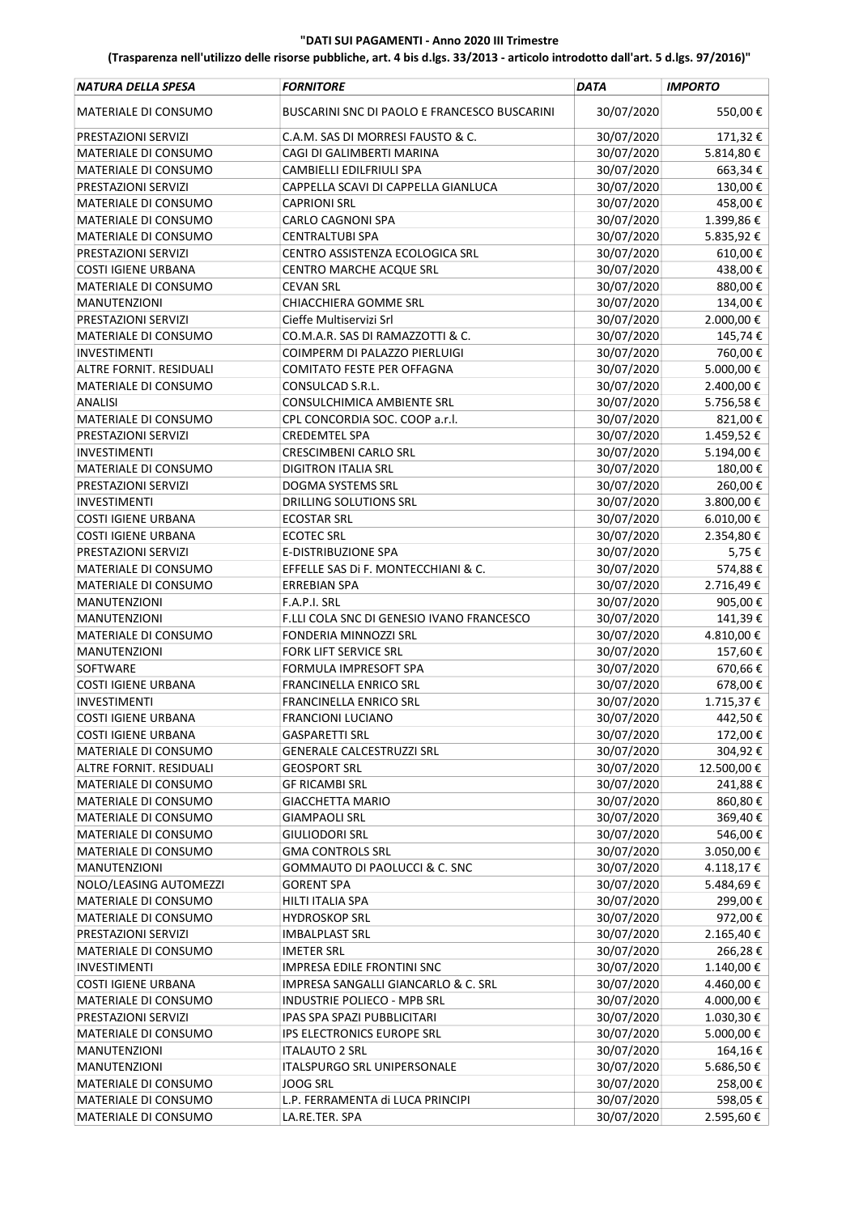**"DATI SUI PAGAMENTI - Anno 2020 III Trimestre**

**(Trasparenza nell'utilizzo delle risorse pubbliche, art. 4 bis d.lgs. 33/2013 - articolo introdotto dall'art. 5 d.lgs. 97/2016)"**

| *NATURA DELLA SPESA* | *FORNITORE* | *DATA* | *IMPORTO* |
|---|---|---|---|
| MATERIALE DI CONSUMO | BUSCARINI SNC DI PAOLO E FRANCESCO BUSCARINI | 30/07/2020 | 550,00 € |
| PRESTAZIONI SERVIZI | C.A.M. SAS DI MORRESI FAUSTO & C. | 30/07/2020 | 171,32 € |
| MATERIALE DI CONSUMO | CAGI DI GALIMBERTI MARINA | 30/07/2020 | 5.814,80 € |
| MATERIALE DI CONSUMO | CAMBIELLI EDILFRIULI SPA | 30/07/2020 | 663,34 € |
| PRESTAZIONI SERVIZI | CAPPELLA SCAVI DI CAPPELLA GIANLUCA | 30/07/2020 | 130,00 € |
| MATERIALE DI CONSUMO | CAPRIONI SRL | 30/07/2020 | 458,00 € |
| MATERIALE DI CONSUMO | CARLO CAGNONI SPA | 30/07/2020 | 1.399,86 € |
| MATERIALE DI CONSUMO | CENTRALTUBI SPA | 30/07/2020 | 5.835,92 € |
| PRESTAZIONI SERVIZI | CENTRO ASSISTENZA ECOLOGICA SRL | 30/07/2020 | 610,00 € |
| COSTI IGIENE URBANA | CENTRO MARCHE ACQUE SRL | 30/07/2020 | 438,00 € |
| MATERIALE DI CONSUMO | CEVAN SRL | 30/07/2020 | 880,00 € |
| MANUTENZIONI | CHIACCHIERA GOMME SRL | 30/07/2020 | 134,00 € |
| PRESTAZIONI SERVIZI | Cieffe Multiservizi Srl | 30/07/2020 | 2.000,00 € |
| MATERIALE DI CONSUMO | CO.M.A.R. SAS DI RAMAZZOTTI & C. | 30/07/2020 | 145,74 € |
| INVESTIMENTI | COIMPERM DI PALAZZO PIERLUIGI | 30/07/2020 | 760,00 € |
| ALTRE FORNIT. RESIDUALI | COMITATO FESTE PER OFFAGNA | 30/07/2020 | 5.000,00 € |
| MATERIALE DI CONSUMO | CONSULCAD S.R.L. | 30/07/2020 | 2.400,00 € |
| ANALISI | CONSULCHIMICA AMBIENTE SRL | 30/07/2020 | 5.756,58 € |
| MATERIALE DI CONSUMO | CPL CONCORDIA SOC. COOP a.r.l. | 30/07/2020 | 821,00 € |
| PRESTAZIONI SERVIZI | CREDEMTEL SPA | 30/07/2020 | 1.459,52 € |
| INVESTIMENTI | CRESCIMBENI CARLO SRL | 30/07/2020 | 5.194,00 € |
| MATERIALE DI CONSUMO | DIGITRON ITALIA SRL | 30/07/2020 | 180,00 € |
| PRESTAZIONI SERVIZI | DOGMA SYSTEMS SRL | 30/07/2020 | 260,00 € |
| INVESTIMENTI | DRILLING SOLUTIONS SRL | 30/07/2020 | 3.800,00 € |
| COSTI IGIENE URBANA | ECOSTAR SRL | 30/07/2020 | 6.010,00 € |
| COSTI IGIENE URBANA | ECOTEC SRL | 30/07/2020 | 2.354,80 € |
| PRESTAZIONI SERVIZI | E-DISTRIBUZIONE SPA | 30/07/2020 | 5,75 € |
| MATERIALE DI CONSUMO | EFFELLE SAS Di F. MONTECCHIANI & C. | 30/07/2020 | 574,88 € |
| MATERIALE DI CONSUMO | ERREBIAN SPA | 30/07/2020 | 2.716,49 € |
| MANUTENZIONI | F.A.P.I. SRL | 30/07/2020 | 905,00 € |
| MANUTENZIONI | F.LLI COLA SNC DI GENESIO IVANO FRANCESCO | 30/07/2020 | 141,39 € |
| MATERIALE DI CONSUMO | FONDERIA MINNOZZI SRL | 30/07/2020 | 4.810,00 € |
| MANUTENZIONI | FORK LIFT SERVICE SRL | 30/07/2020 | 157,60 € |
| SOFTWARE | FORMULA IMPRESOFT SPA | 30/07/2020 | 670,66 € |
| COSTI IGIENE URBANA | FRANCINELLA ENRICO SRL | 30/07/2020 | 678,00 € |
| INVESTIMENTI | FRANCINELLA ENRICO SRL | 30/07/2020 | 1.715,37 € |
| COSTI IGIENE URBANA | FRANCIONI LUCIANO | 30/07/2020 | 442,50 € |
| COSTI IGIENE URBANA | GASPARETTI SRL | 30/07/2020 | 172,00 € |
| MATERIALE DI CONSUMO | GENERALE CALCESTRUZZI SRL | 30/07/2020 | 304,92 € |
| ALTRE FORNIT. RESIDUALI | GEOSPORT SRL | 30/07/2020 | 12.500,00 € |
| MATERIALE DI CONSUMO | GF RICAMBI SRL | 30/07/2020 | 241,88 € |
| MATERIALE DI CONSUMO | GIACCHETTA MARIO | 30/07/2020 | 860,80 € |
| MATERIALE DI CONSUMO | GIAMPAOLI SRL | 30/07/2020 | 369,40 € |
| MATERIALE DI CONSUMO | GIULIODORI SRL | 30/07/2020 | 546,00 € |
| MATERIALE DI CONSUMO | GMA CONTROLS SRL | 30/07/2020 | 3.050,00 € |
| MANUTENZIONI | GOMMAUTO DI PAOLUCCI & C. SNC | 30/07/2020 | 4.118,17 € |
| NOLO/LEASING AUTOMEZZI | GORENT SPA | 30/07/2020 | 5.484,69 € |
| MATERIALE DI CONSUMO | HILTI ITALIA SPA | 30/07/2020 | 299,00 € |
| MATERIALE DI CONSUMO | HYDROSKOP SRL | 30/07/2020 | 972,00 € |
| PRESTAZIONI SERVIZI | IMBALPLAST SRL | 30/07/2020 | 2.165,40 € |
| MATERIALE DI CONSUMO | IMETER SRL | 30/07/2020 | 266,28 € |
| INVESTIMENTI | IMPRESA EDILE FRONTINI SNC | 30/07/2020 | 1.140,00 € |
| COSTI IGIENE URBANA | IMPRESA SANGALLI GIANCARLO & C. SRL | 30/07/2020 | 4.460,00 € |
| MATERIALE DI CONSUMO | INDUSTRIE POLIECO - MPB SRL | 30/07/2020 | 4.000,00 € |
| PRESTAZIONI SERVIZI | IPAS SPA SPAZI PUBBLICITARI | 30/07/2020 | 1.030,30 € |
| MATERIALE DI CONSUMO | IPS ELECTRONICS EUROPE SRL | 30/07/2020 | 5.000,00 € |
| MANUTENZIONI | ITALAUTO 2 SRL | 30/07/2020 | 164,16 € |
| MANUTENZIONI | ITALSPURGO SRL UNIPERSONALE | 30/07/2020 | 5.686,50 € |
| MATERIALE DI CONSUMO | JOOG SRL | 30/07/2020 | 258,00 € |
| MATERIALE DI CONSUMO | L.P. FERRAMENTA di LUCA PRINCIPI | 30/07/2020 | 598,05 € |
| MATERIALE DI CONSUMO | LA.RE.TER. SPA | 30/07/2020 | 2.595,60 € |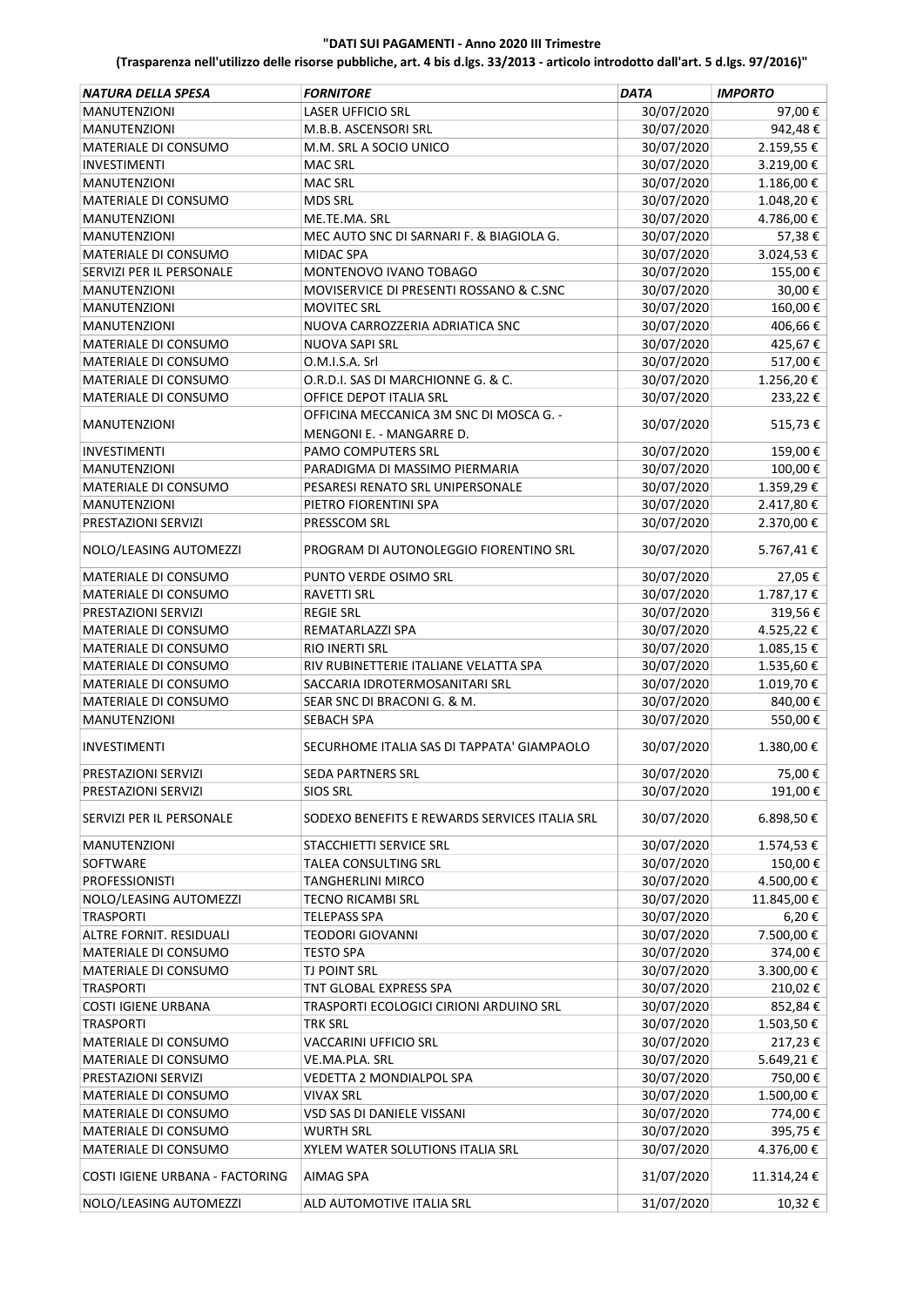**"DATI SUI PAGAMENTI - Anno 2020 III Trimestre**

**(Trasparenza nell'utilizzo delle risorse pubbliche, art. 4 bis d.lgs. 33/2013 - articolo introdotto dall'art. 5 d.lgs. 97/2016)"**

| *NATURA DELLA SPESA* | *FORNITORE* | *DATA* | *IMPORTO* |
|---|---|---|---|
| MANUTENZIONI | LASER UFFICIO SRL | 30/07/2020 | 97,00 € |
| MANUTENZIONI | M.B.B. ASCENSORI SRL | 30/07/2020 | 942,48 € |
| MATERIALE DI CONSUMO | M.M. SRL A SOCIO UNICO | 30/07/2020 | 2.159,55 € |
| INVESTIMENTI | MAC SRL | 30/07/2020 | 3.219,00 € |
| MANUTENZIONI | MAC SRL | 30/07/2020 | 1.186,00 € |
| MATERIALE DI CONSUMO | MDS SRL | 30/07/2020 | 1.048,20 € |
| MANUTENZIONI | ME.TE.MA. SRL | 30/07/2020 | 4.786,00 € |
| MANUTENZIONI | MEC AUTO SNC DI SARNARI F. & BIAGIOLA G. | 30/07/2020 | 57,38 € |
| MATERIALE DI CONSUMO | MIDAC SPA | 30/07/2020 | 3.024,53 € |
| SERVIZI PER IL PERSONALE | MONTENOVO IVANO TOBAGO | 30/07/2020 | 155,00 € |
| MANUTENZIONI | MOVISERVICE DI PRESENTI ROSSANO & C.SNC | 30/07/2020 | 30,00 € |
| MANUTENZIONI | MOVITEC SRL | 30/07/2020 | 160,00 € |
| MANUTENZIONI | NUOVA CARROZZERIA ADRIATICA SNC | 30/07/2020 | 406,66 € |
| MATERIALE DI CONSUMO | NUOVA SAPI SRL | 30/07/2020 | 425,67 € |
| MATERIALE DI CONSUMO | O.M.I.S.A. Srl | 30/07/2020 | 517,00 € |
| MATERIALE DI CONSUMO | O.R.D.I. SAS DI MARCHIONNE G. & C. | 30/07/2020 | 1.256,20 € |
| MATERIALE DI CONSUMO | OFFICE DEPOT ITALIA SRL | 30/07/2020 | 233,22 € |
| MANUTENZIONI | OFFICINA MECCANICA 3M SNC DI MOSCA G. - MENGONI E. - MANGARRE D. | 30/07/2020 | 515,73 € |
| INVESTIMENTI | PAMO COMPUTERS SRL | 30/07/2020 | 159,00 € |
| MANUTENZIONI | PARADIGMA DI MASSIMO PIERMARIA | 30/07/2020 | 100,00 € |
| MATERIALE DI CONSUMO | PESARESI RENATO SRL UNIPERSONALE | 30/07/2020 | 1.359,29 € |
| MANUTENZIONI | PIETRO FIORENTINI SPA | 30/07/2020 | 2.417,80 € |
| PRESTAZIONI SERVIZI | PRESSCOM SRL | 30/07/2020 | 2.370,00 € |
| NOLO/LEASING AUTOMEZZI | PROGRAM DI AUTONOLEGGIO FIORENTINO SRL | 30/07/2020 | 5.767,41 € |
| MATERIALE DI CONSUMO | PUNTO VERDE OSIMO SRL | 30/07/2020 | 27,05 € |
| MATERIALE DI CONSUMO | RAVETTI SRL | 30/07/2020 | 1.787,17 € |
| PRESTAZIONI SERVIZI | REGIE SRL | 30/07/2020 | 319,56 € |
| MATERIALE DI CONSUMO | REMATARLAZZI SPA | 30/07/2020 | 4.525,22 € |
| MATERIALE DI CONSUMO | RIO INERTI SRL | 30/07/2020 | 1.085,15 € |
| MATERIALE DI CONSUMO | RIV RUBINETTERIE ITALIANE VELATTA SPA | 30/07/2020 | 1.535,60 € |
| MATERIALE DI CONSUMO | SACCARIA IDROTERMOSANITARI SRL | 30/07/2020 | 1.019,70 € |
| MATERIALE DI CONSUMO | SEAR SNC DI BRACONI G. & M. | 30/07/2020 | 840,00 € |
| MANUTENZIONI | SEBACH SPA | 30/07/2020 | 550,00 € |
| INVESTIMENTI | SECURHOME ITALIA SAS DI TAPPATA' GIAMPAOLO | 30/07/2020 | 1.380,00 € |
| PRESTAZIONI SERVIZI | SEDA PARTNERS SRL | 30/07/2020 | 75,00 € |
| PRESTAZIONI SERVIZI | SIOS SRL | 30/07/2020 | 191,00 € |
| SERVIZI PER IL PERSONALE | SODEXO BENEFITS E REWARDS SERVICES ITALIA SRL | 30/07/2020 | 6.898,50 € |
| MANUTENZIONI | STACCHIETTI SERVICE SRL | 30/07/2020 | 1.574,53 € |
| SOFTWARE | TALEA CONSULTING SRL | 30/07/2020 | 150,00 € |
| PROFESSIONISTI | TANGHERLINI MIRCO | 30/07/2020 | 4.500,00 € |
| NOLO/LEASING AUTOMEZZI | TECNO RICAMBI SRL | 30/07/2020 | 11.845,00 € |
| TRASPORTI | TELEPASS SPA | 30/07/2020 | 6,20 € |
| ALTRE FORNIT. RESIDUALI | TEODORI GIOVANNI | 30/07/2020 | 7.500,00 € |
| MATERIALE DI CONSUMO | TESTO SPA | 30/07/2020 | 374,00 € |
| MATERIALE DI CONSUMO | TJ POINT SRL | 30/07/2020 | 3.300,00 € |
| TRASPORTI | TNT GLOBAL EXPRESS SPA | 30/07/2020 | 210,02 € |
| COSTI IGIENE URBANA | TRASPORTI ECOLOGICI CIRIONI ARDUINO SRL | 30/07/2020 | 852,84 € |
| TRASPORTI | TRK SRL | 30/07/2020 | 1.503,50 € |
| MATERIALE DI CONSUMO | VACCARINI UFFICIO SRL | 30/07/2020 | 217,23 € |
| MATERIALE DI CONSUMO | VE.MA.PLA. SRL | 30/07/2020 | 5.649,21 € |
| PRESTAZIONI SERVIZI | VEDETTA 2 MONDIALPOL SPA | 30/07/2020 | 750,00 € |
| MATERIALE DI CONSUMO | VIVAX SRL | 30/07/2020 | 1.500,00 € |
| MATERIALE DI CONSUMO | VSD SAS DI DANIELE VISSANI | 30/07/2020 | 774,00 € |
| MATERIALE DI CONSUMO | WURTH SRL | 30/07/2020 | 395,75 € |
| MATERIALE DI CONSUMO | XYLEM WATER SOLUTIONS ITALIA SRL | 30/07/2020 | 4.376,00 € |
| COSTI IGIENE URBANA - FACTORING | AIMAG SPA | 31/07/2020 | 11.314,24 € |
| NOLO/LEASING AUTOMEZZI | ALD AUTOMOTIVE ITALIA SRL | 31/07/2020 | 10,32 € |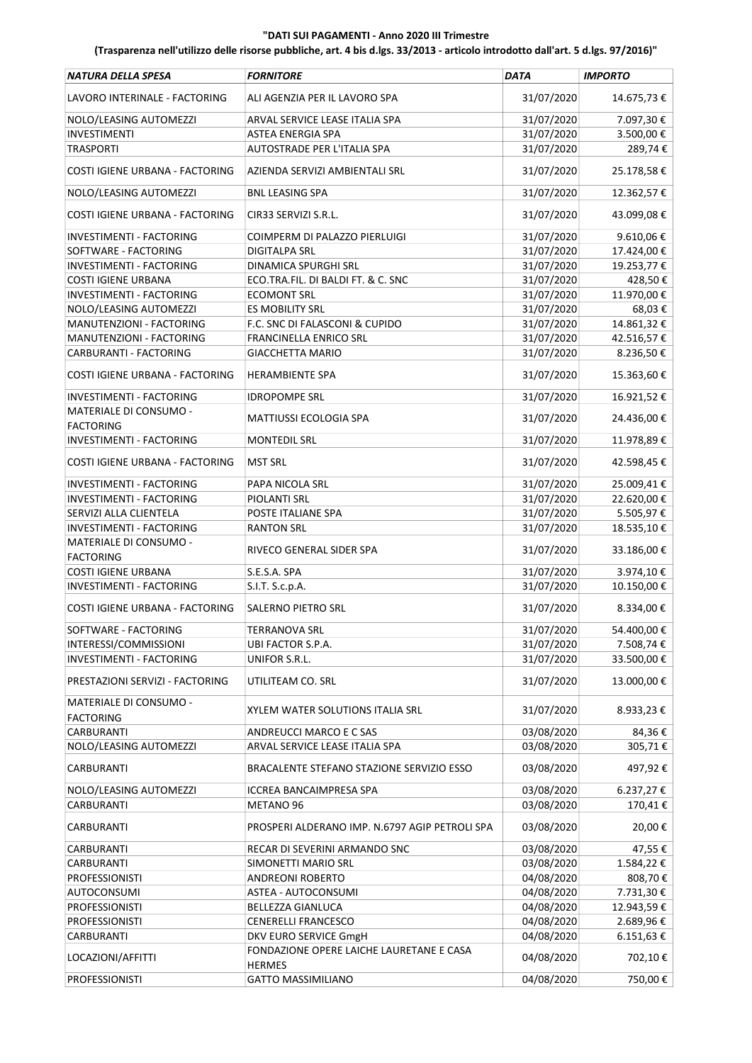**"DATI SUI PAGAMENTI - Anno 2020 III Trimestre**

**(Trasparenza nell'utilizzo delle risorse pubbliche, art. 4 bis d.lgs. 33/2013 - articolo introdotto dall'art. 5 d.lgs. 97/2016)"**

| *NATURA DELLA SPESA* | *FORNITORE* | *DATA* | *IMPORTO* |
|---|---|---|---|
| LAVORO INTERINALE - FACTORING | ALI AGENZIA PER IL LAVORO SPA | 31/07/2020 | 14.675,73 € |
| NOLO/LEASING AUTOMEZZI | ARVAL SERVICE LEASE ITALIA SPA | 31/07/2020 | 7.097,30 € |
| INVESTIMENTI | ASTEA ENERGIA SPA | 31/07/2020 | 3.500,00 € |
| TRASPORTI | AUTOSTRADE PER L'ITALIA SPA | 31/07/2020 | 289,74 € |
| COSTI IGIENE URBANA - FACTORING | AZIENDA SERVIZI AMBIENTALI SRL | 31/07/2020 | 25.178,58 € |
| NOLO/LEASING AUTOMEZZI | BNL LEASING SPA | 31/07/2020 | 12.362,57 € |
| COSTI IGIENE URBANA - FACTORING | CIR33 SERVIZI S.R.L. | 31/07/2020 | 43.099,08 € |
| INVESTIMENTI - FACTORING | COIMPERM DI PALAZZO PIERLUIGI | 31/07/2020 | 9.610,06 € |
| SOFTWARE - FACTORING | DIGITALPA SRL | 31/07/2020 | 17.424,00 € |
| INVESTIMENTI - FACTORING | DINAMICA SPURGHI SRL | 31/07/2020 | 19.253,77 € |
| COSTI IGIENE URBANA | ECO.TRA.FIL. DI BALDI FT. & C. SNC | 31/07/2020 | 428,50 € |
| INVESTIMENTI - FACTORING | ECOMONT SRL | 31/07/2020 | 11.970,00 € |
| NOLO/LEASING AUTOMEZZI | ES MOBILITY SRL | 31/07/2020 | 68,03 € |
| MANUTENZIONI - FACTORING | F.C. SNC DI FALASCONI & CUPIDO | 31/07/2020 | 14.861,32 € |
| MANUTENZIONI - FACTORING | FRANCINELLA ENRICO SRL | 31/07/2020 | 42.516,57 € |
| CARBURANTI - FACTORING | GIACCHETTA MARIO | 31/07/2020 | 8.236,50 € |
| COSTI IGIENE URBANA - FACTORING | HERAMBIENTE SPA | 31/07/2020 | 15.363,60 € |
| INVESTIMENTI - FACTORING | IDROPOMPE SRL | 31/07/2020 | 16.921,52 € |
| MATERIALE DI CONSUMO - FACTORING | MATTIUSSI ECOLOGIA SPA | 31/07/2020 | 24.436,00 € |
| INVESTIMENTI - FACTORING | MONTEDIL SRL | 31/07/2020 | 11.978,89 € |
| COSTI IGIENE URBANA - FACTORING | MST SRL | 31/07/2020 | 42.598,45 € |
| INVESTIMENTI - FACTORING | PAPA NICOLA SRL | 31/07/2020 | 25.009,41 € |
| INVESTIMENTI - FACTORING | PIOLANTI SRL | 31/07/2020 | 22.620,00 € |
| SERVIZI ALLA CLIENTELA | POSTE ITALIANE SPA | 31/07/2020 | 5.505,97 € |
| INVESTIMENTI - FACTORING | RANTON SRL | 31/07/2020 | 18.535,10 € |
| MATERIALE DI CONSUMO - FACTORING | RIVECO GENERAL SIDER SPA | 31/07/2020 | 33.186,00 € |
| COSTI IGIENE URBANA | S.E.S.A. SPA | 31/07/2020 | 3.974,10 € |
| INVESTIMENTI - FACTORING | S.I.T. S.c.p.A. | 31/07/2020 | 10.150,00 € |
| COSTI IGIENE URBANA - FACTORING | SALERNO PIETRO SRL | 31/07/2020 | 8.334,00 € |
| SOFTWARE - FACTORING | TERRANOVA SRL | 31/07/2020 | 54.400,00 € |
| INTERESSI/COMMISSIONI | UBI FACTOR S.P.A. | 31/07/2020 | 7.508,74 € |
| INVESTIMENTI - FACTORING | UNIFOR S.R.L. | 31/07/2020 | 33.500,00 € |
| PRESTAZIONI SERVIZI - FACTORING | UTILITEAM CO. SRL | 31/07/2020 | 13.000,00 € |
| MATERIALE DI CONSUMO - FACTORING | XYLEM WATER SOLUTIONS ITALIA SRL | 31/07/2020 | 8.933,23 € |
| CARBURANTI | ANDREUCCI MARCO E C SAS | 03/08/2020 | 84,36 € |
| NOLO/LEASING AUTOMEZZI | ARVAL SERVICE LEASE ITALIA SPA | 03/08/2020 | 305,71 € |
| CARBURANTI | BRACALENTE STEFANO STAZIONE SERVIZIO ESSO | 03/08/2020 | 497,92 € |
| NOLO/LEASING AUTOMEZZI | ICCREA BANCAIMPRESA SPA | 03/08/2020 | 6.237,27 € |
| CARBURANTI | METANO 96 | 03/08/2020 | 170,41 € |
| CARBURANTI | PROSPERI ALDERANO IMP. N.6797 AGIP PETROLI SPA | 03/08/2020 | 20,00 € |
| CARBURANTI | RECAR DI SEVERINI ARMANDO SNC | 03/08/2020 | 47,55 € |
| CARBURANTI | SIMONETTI MARIO SRL | 03/08/2020 | 1.584,22 € |
| PROFESSIONISTI | ANDREONI ROBERTO | 04/08/2020 | 808,70 € |
| AUTOCONSUMI | ASTEA - AUTOCONSUMI | 04/08/2020 | 7.731,30 € |
| PROFESSIONISTI | BELLEZZA GIANLUCA | 04/08/2020 | 12.943,59 € |
| PROFESSIONISTI | CENERELLI FRANCESCO | 04/08/2020 | 2.689,96 € |
| CARBURANTI | DKV EURO SERVICE GmgH | 04/08/2020 | 6.151,63 € |
| LOCAZIONI/AFFITTI | FONDAZIONE OPERE LAICHE LAURETANE E CASA HERMES | 04/08/2020 | 702,10 € |
| PROFESSIONISTI | GATTO MASSIMILIANO | 04/08/2020 | 750,00 € |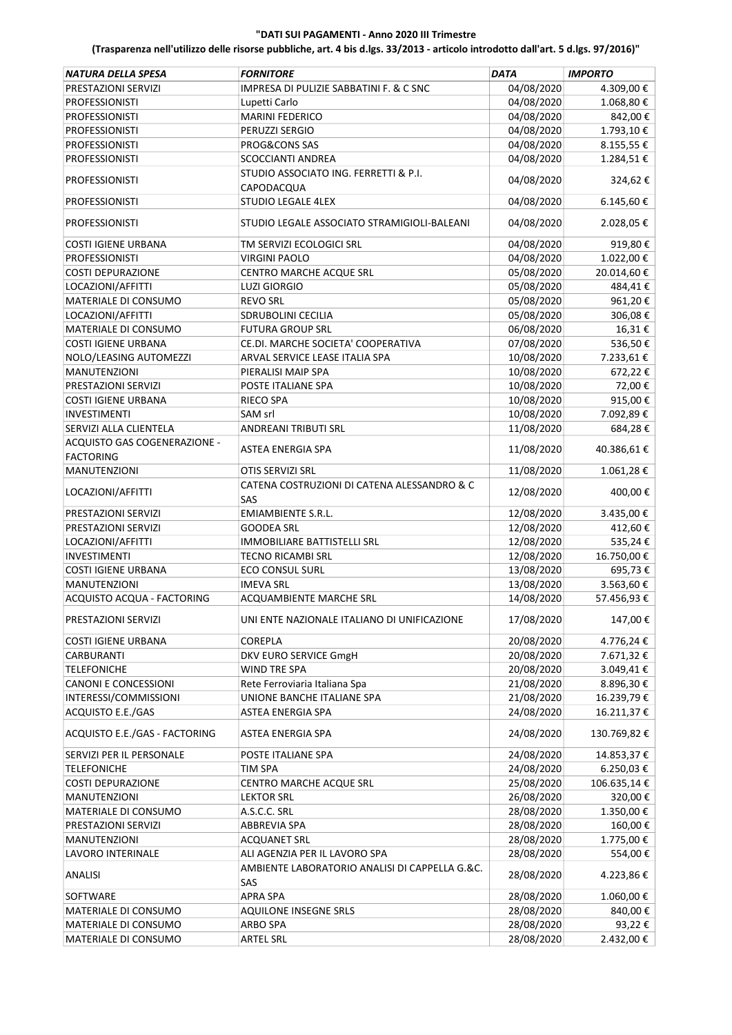**"DATI SUI PAGAMENTI - Anno 2020 III Trimestre**

**(Trasparenza nell'utilizzo delle risorse pubbliche, art. 4 bis d.lgs. 33/2013 - articolo introdotto dall'art. 5 d.lgs. 97/2016)"**

| *NATURA DELLA SPESA* | *FORNITORE* | *DATA* | *IMPORTO* |
|---|---|---|---|
| PRESTAZIONI SERVIZI | IMPRESA DI PULIZIE SABBATINI F. & C SNC | 04/08/2020 | 4.309,00 € |
| PROFESSIONISTI | Lupetti Carlo | 04/08/2020 | 1.068,80 € |
| PROFESSIONISTI | MARINI FEDERICO | 04/08/2020 | 842,00 € |
| PROFESSIONISTI | PERUZZI SERGIO | 04/08/2020 | 1.793,10 € |
| PROFESSIONISTI | PROG&CONS SAS | 04/08/2020 | 8.155,55 € |
| PROFESSIONISTI | SCOCCIANTI ANDREA | 04/08/2020 | 1.284,51 € |
| PROFESSIONISTI | STUDIO ASSOCIATO ING. FERRETTI & P.I. CAPODACQUA | 04/08/2020 | 324,62 € |
| PROFESSIONISTI | STUDIO LEGALE 4LEX | 04/08/2020 | 6.145,60 € |
| PROFESSIONISTI | STUDIO LEGALE ASSOCIATO STRAMIGIOLI-BALEANI | 04/08/2020 | 2.028,05 € |
| COSTI IGIENE URBANA | TM SERVIZI ECOLOGICI SRL | 04/08/2020 | 919,80 € |
| PROFESSIONISTI | VIRGINI PAOLO | 04/08/2020 | 1.022,00 € |
| COSTI DEPURAZIONE | CENTRO MARCHE ACQUE SRL | 05/08/2020 | 20.014,60 € |
| LOCAZIONI/AFFITTI | LUZI GIORGIO | 05/08/2020 | 484,41 € |
| MATERIALE DI CONSUMO | REVO SRL | 05/08/2020 | 961,20 € |
| LOCAZIONI/AFFITTI | SDRUBOLINI CECILIA | 05/08/2020 | 306,08 € |
| MATERIALE DI CONSUMO | FUTURA GROUP SRL | 06/08/2020 | 16,31 € |
| COSTI IGIENE URBANA | CE.DI. MARCHE SOCIETA' COOPERATIVA | 07/08/2020 | 536,50 € |
| NOLO/LEASING AUTOMEZZI | ARVAL SERVICE LEASE ITALIA SPA | 10/08/2020 | 7.233,61 € |
| MANUTENZIONI | PIERALISI MAIP SPA | 10/08/2020 | 672,22 € |
| PRESTAZIONI SERVIZI | POSTE ITALIANE SPA | 10/08/2020 | 72,00 € |
| COSTI IGIENE URBANA | RIECO SPA | 10/08/2020 | 915,00 € |
| INVESTIMENTI | SAM srl | 10/08/2020 | 7.092,89 € |
| SERVIZI ALLA CLIENTELA | ANDREANI TRIBUTI SRL | 11/08/2020 | 684,28 € |
| ACQUISTO GAS COGENERAZIONE - FACTORING | ASTEA ENERGIA SPA | 11/08/2020 | 40.386,61 € |
| MANUTENZIONI | OTIS SERVIZI SRL | 11/08/2020 | 1.061,28 € |
| LOCAZIONI/AFFITTI | CATENA COSTRUZIONI DI CATENA ALESSANDRO & C SAS | 12/08/2020 | 400,00 € |
| PRESTAZIONI SERVIZI | EMIAMBIENTE S.R.L. | 12/08/2020 | 3.435,00 € |
| PRESTAZIONI SERVIZI | GOODEA SRL | 12/08/2020 | 412,60 € |
| LOCAZIONI/AFFITTI | IMMOBILIARE BATTISTELLI SRL | 12/08/2020 | 535,24 € |
| INVESTIMENTI | TECNO RICAMBI SRL | 12/08/2020 | 16.750,00 € |
| COSTI IGIENE URBANA | ECO CONSUL SURL | 13/08/2020 | 695,73 € |
| MANUTENZIONI | IMEVA SRL | 13/08/2020 | 3.563,60 € |
| ACQUISTO ACQUA - FACTORING | ACQUAMBIENTE MARCHE SRL | 14/08/2020 | 57.456,93 € |
| PRESTAZIONI SERVIZI | UNI ENTE NAZIONALE ITALIANO DI UNIFICAZIONE | 17/08/2020 | 147,00 € |
| COSTI IGIENE URBANA | COREPLA | 20/08/2020 | 4.776,24 € |
| CARBURANTI | DKV EURO SERVICE GmgH | 20/08/2020 | 7.671,32 € |
| TELEFONICHE | WIND TRE SPA | 20/08/2020 | 3.049,41 € |
| CANONI E CONCESSIONI | Rete Ferroviaria Italiana Spa | 21/08/2020 | 8.896,30 € |
| INTERESSI/COMMISSIONI | UNIONE BANCHE ITALIANE SPA | 21/08/2020 | 16.239,79 € |
| ACQUISTO E.E./GAS | ASTEA ENERGIA SPA | 24/08/2020 | 16.211,37 € |
| ACQUISTO E.E./GAS - FACTORING | ASTEA ENERGIA SPA | 24/08/2020 | 130.769,82 € |
| SERVIZI PER IL PERSONALE | POSTE ITALIANE SPA | 24/08/2020 | 14.853,37 € |
| TELEFONICHE | TIM SPA | 24/08/2020 | 6.250,03 € |
| COSTI DEPURAZIONE | CENTRO MARCHE ACQUE SRL | 25/08/2020 | 106.635,14 € |
| MANUTENZIONI | LEKTOR SRL | 26/08/2020 | 320,00 € |
| MATERIALE DI CONSUMO | A.S.C.C. SRL | 28/08/2020 | 1.350,00 € |
| PRESTAZIONI SERVIZI | ABBREVIA SPA | 28/08/2020 | 160,00 € |
| MANUTENZIONI | ACQUANET SRL | 28/08/2020 | 1.775,00 € |
| LAVORO INTERINALE | ALI AGENZIA PER IL LAVORO SPA | 28/08/2020 | 554,00 € |
| ANALISI | AMBIENTE LABORATORIO ANALISI DI CAPPELLA G.&C. SAS | 28/08/2020 | 4.223,86 € |
| SOFTWARE | APRA SPA | 28/08/2020 | 1.060,00 € |
| MATERIALE DI CONSUMO | AQUILONE INSEGNE SRLS | 28/08/2020 | 840,00 € |
| MATERIALE DI CONSUMO | ARBO SPA | 28/08/2020 | 93,22 € |
| MATERIALE DI CONSUMO | ARTEL SRL | 28/08/2020 | 2.432,00 € |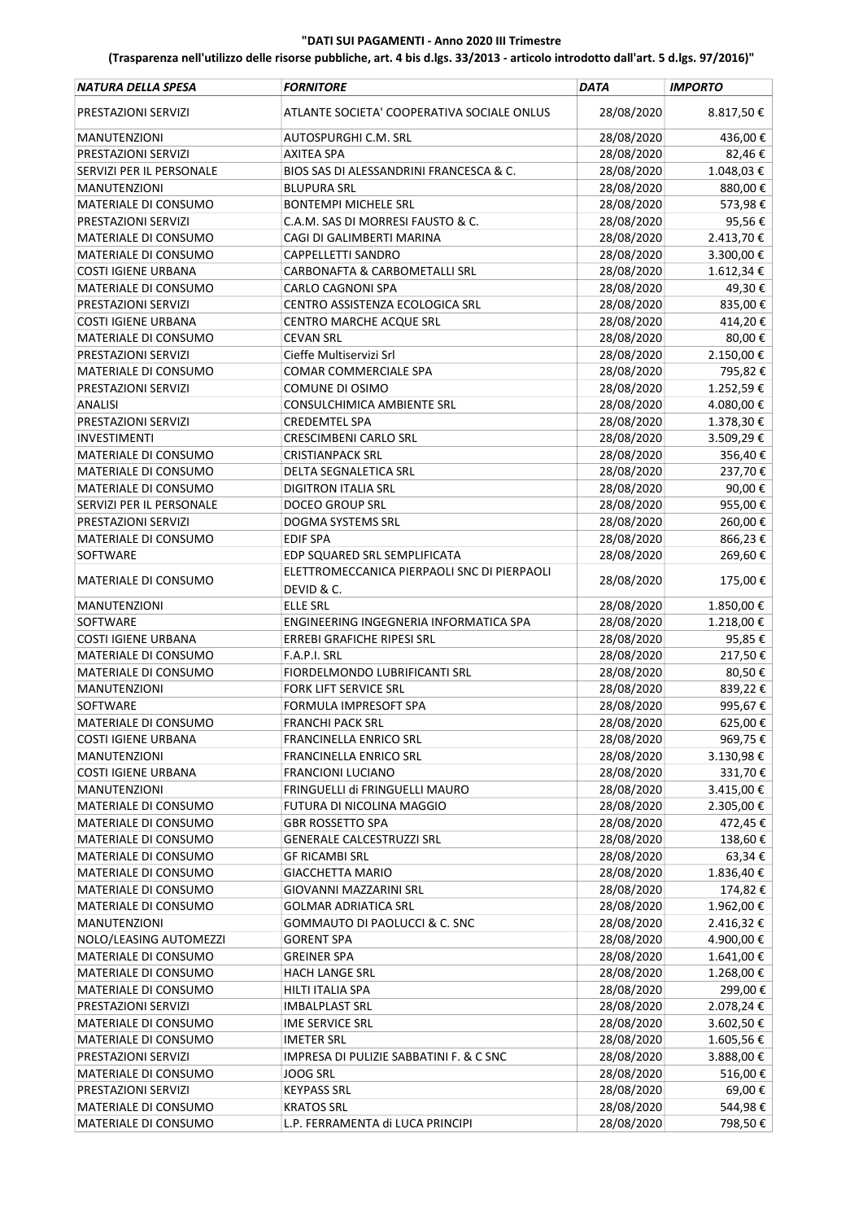**"DATI SUI PAGAMENTI - Anno 2020 III Trimestre**

**(Trasparenza nell'utilizzo delle risorse pubbliche, art. 4 bis d.lgs. 33/2013 - articolo introdotto dall'art. 5 d.lgs. 97/2016)"**

| *NATURA DELLA SPESA* | *FORNITORE* | *DATA* | *IMPORTO* |
|---|---|---|---|
| PRESTAZIONI SERVIZI | ATLANTE SOCIETA' COOPERATIVA SOCIALE ONLUS | 28/08/2020 | 8.817,50 € |
| MANUTENZIONI | AUTOSPURGHI C.M. SRL | 28/08/2020 | 436,00 € |
| PRESTAZIONI SERVIZI | AXITEA SPA | 28/08/2020 | 82,46 € |
| SERVIZI PER IL PERSONALE | BIOS SAS DI ALESSANDRINI FRANCESCA & C. | 28/08/2020 | 1.048,03 € |
| MANUTENZIONI | BLUPURA SRL | 28/08/2020 | 880,00 € |
| MATERIALE DI CONSUMO | BONTEMPI MICHELE SRL | 28/08/2020 | 573,98 € |
| PRESTAZIONI SERVIZI | C.A.M. SAS DI MORRESI FAUSTO & C. | 28/08/2020 | 95,56 € |
| MATERIALE DI CONSUMO | CAGI DI GALIMBERTI MARINA | 28/08/2020 | 2.413,70 € |
| MATERIALE DI CONSUMO | CAPPELLETTI SANDRO | 28/08/2020 | 3.300,00 € |
| COSTI IGIENE URBANA | CARBONAFTA & CARBOMETALLI SRL | 28/08/2020 | 1.612,34 € |
| MATERIALE DI CONSUMO | CARLO CAGNONI SPA | 28/08/2020 | 49,30 € |
| PRESTAZIONI SERVIZI | CENTRO ASSISTENZA ECOLOGICA SRL | 28/08/2020 | 835,00 € |
| COSTI IGIENE URBANA | CENTRO MARCHE ACQUE SRL | 28/08/2020 | 414,20 € |
| MATERIALE DI CONSUMO | CEVAN SRL | 28/08/2020 | 80,00 € |
| PRESTAZIONI SERVIZI | Cieffe Multiservizi Srl | 28/08/2020 | 2.150,00 € |
| MATERIALE DI CONSUMO | COMAR COMMERCIALE SPA | 28/08/2020 | 795,82 € |
| PRESTAZIONI SERVIZI | COMUNE DI OSIMO | 28/08/2020 | 1.252,59 € |
| ANALISI | CONSULCHIMICA AMBIENTE SRL | 28/08/2020 | 4.080,00 € |
| PRESTAZIONI SERVIZI | CREDEMTEL SPA | 28/08/2020 | 1.378,30 € |
| INVESTIMENTI | CRESCIMBENI CARLO SRL | 28/08/2020 | 3.509,29 € |
| MATERIALE DI CONSUMO | CRISTIANPACK SRL | 28/08/2020 | 356,40 € |
| MATERIALE DI CONSUMO | DELTA SEGNALETICA SRL | 28/08/2020 | 237,70 € |
| MATERIALE DI CONSUMO | DIGITRON ITALIA SRL | 28/08/2020 | 90,00 € |
| SERVIZI PER IL PERSONALE | DOCEO GROUP SRL | 28/08/2020 | 955,00 € |
| PRESTAZIONI SERVIZI | DOGMA SYSTEMS SRL | 28/08/2020 | 260,00 € |
| MATERIALE DI CONSUMO | EDIF SPA | 28/08/2020 | 866,23 € |
| SOFTWARE | EDP SQUARED SRL SEMPLIFICATA | 28/08/2020 | 269,60 € |
| MATERIALE DI CONSUMO | ELETTROMECCANICA PIERPAOLI SNC DI PIERPAOLI DEVID & C. | 28/08/2020 | 175,00 € |
| MANUTENZIONI | ELLE SRL | 28/08/2020 | 1.850,00 € |
| SOFTWARE | ENGINEERING INGEGNERIA INFORMATICA SPA | 28/08/2020 | 1.218,00 € |
| COSTI IGIENE URBANA | ERREBI GRAFICHE RIPESI SRL | 28/08/2020 | 95,85 € |
| MATERIALE DI CONSUMO | F.A.P.I. SRL | 28/08/2020 | 217,50 € |
| MATERIALE DI CONSUMO | FIORDELMONDO LUBRIFICANTI SRL | 28/08/2020 | 80,50 € |
| MANUTENZIONI | FORK LIFT SERVICE SRL | 28/08/2020 | 839,22 € |
| SOFTWARE | FORMULA IMPRESOFT SPA | 28/08/2020 | 995,67 € |
| MATERIALE DI CONSUMO | FRANCHI PACK SRL | 28/08/2020 | 625,00 € |
| COSTI IGIENE URBANA | FRANCINELLA ENRICO SRL | 28/08/2020 | 969,75 € |
| MANUTENZIONI | FRANCINELLA ENRICO SRL | 28/08/2020 | 3.130,98 € |
| COSTI IGIENE URBANA | FRANCIONI LUCIANO | 28/08/2020 | 331,70 € |
| MANUTENZIONI | FRINGUELLI di FRINGUELLI MAURO | 28/08/2020 | 3.415,00 € |
| MATERIALE DI CONSUMO | FUTURA DI NICOLINA MAGGIO | 28/08/2020 | 2.305,00 € |
| MATERIALE DI CONSUMO | GBR ROSSETTO SPA | 28/08/2020 | 472,45 € |
| MATERIALE DI CONSUMO | GENERALE CALCESTRUZZI SRL | 28/08/2020 | 138,60 € |
| MATERIALE DI CONSUMO | GF RICAMBI SRL | 28/08/2020 | 63,34 € |
| MATERIALE DI CONSUMO | GIACCHETTA MARIO | 28/08/2020 | 1.836,40 € |
| MATERIALE DI CONSUMO | GIOVANNI MAZZARINI SRL | 28/08/2020 | 174,82 € |
| MATERIALE DI CONSUMO | GOLMAR ADRIATICA SRL | 28/08/2020 | 1.962,00 € |
| MANUTENZIONI | GOMMAUTO DI PAOLUCCI & C. SNC | 28/08/2020 | 2.416,32 € |
| NOLO/LEASING AUTOMEZZI | GORENT SPA | 28/08/2020 | 4.900,00 € |
| MATERIALE DI CONSUMO | GREINER SPA | 28/08/2020 | 1.641,00 € |
| MATERIALE DI CONSUMO | HACH LANGE SRL | 28/08/2020 | 1.268,00 € |
| MATERIALE DI CONSUMO | HILTI ITALIA SPA | 28/08/2020 | 299,00 € |
| PRESTAZIONI SERVIZI | IMBALPLAST SRL | 28/08/2020 | 2.078,24 € |
| MATERIALE DI CONSUMO | IME SERVICE SRL | 28/08/2020 | 3.602,50 € |
| MATERIALE DI CONSUMO | IMETER SRL | 28/08/2020 | 1.605,56 € |
| PRESTAZIONI SERVIZI | IMPRESA DI PULIZIE SABBATINI F. & C SNC | 28/08/2020 | 3.888,00 € |
| MATERIALE DI CONSUMO | JOOG SRL | 28/08/2020 | 516,00 € |
| PRESTAZIONI SERVIZI | KEYPASS SRL | 28/08/2020 | 69,00 € |
| MATERIALE DI CONSUMO | KRATOS SRL | 28/08/2020 | 544,98 € |
| MATERIALE DI CONSUMO | L.P. FERRAMENTA di LUCA PRINCIPI | 28/08/2020 | 798,50 € |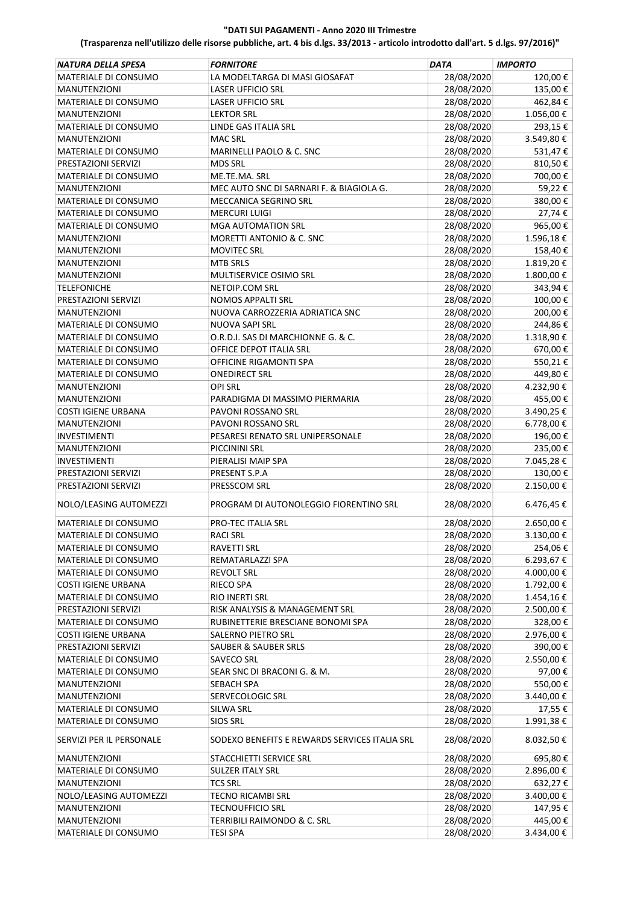**"DATI SUI PAGAMENTI - Anno 2020 III Trimestre**

**(Trasparenza nell'utilizzo delle risorse pubbliche, art. 4 bis d.lgs. 33/2013 - articolo introdotto dall'art. 5 d.lgs. 97/2016)"**

| *NATURA DELLA SPESA* | *FORNITORE* | *DATA* | *IMPORTO* |
|---|---|---|---|
| MATERIALE DI CONSUMO | LA MODELTARGA DI MASI GIOSAFAT | 28/08/2020 | 120,00 € |
| MANUTENZIONI | LASER UFFICIO SRL | 28/08/2020 | 135,00 € |
| MATERIALE DI CONSUMO | LASER UFFICIO SRL | 28/08/2020 | 462,84 € |
| MANUTENZIONI | LEKTOR SRL | 28/08/2020 | 1.056,00 € |
| MATERIALE DI CONSUMO | LINDE GAS ITALIA SRL | 28/08/2020 | 293,15 € |
| MANUTENZIONI | MAC SRL | 28/08/2020 | 3.549,80 € |
| MATERIALE DI CONSUMO | MARINELLI PAOLO & C. SNC | 28/08/2020 | 531,47 € |
| PRESTAZIONI SERVIZI | MDS SRL | 28/08/2020 | 810,50 € |
| MATERIALE DI CONSUMO | ME.TE.MA. SRL | 28/08/2020 | 700,00 € |
| MANUTENZIONI | MEC AUTO SNC DI SARNARI F. & BIAGIOLA G. | 28/08/2020 | 59,22 € |
| MATERIALE DI CONSUMO | MECCANICA SEGRINO SRL | 28/08/2020 | 380,00 € |
| MATERIALE DI CONSUMO | MERCURI LUIGI | 28/08/2020 | 27,74 € |
| MATERIALE DI CONSUMO | MGA AUTOMATION SRL | 28/08/2020 | 965,00 € |
| MANUTENZIONI | MORETTI ANTONIO & C. SNC | 28/08/2020 | 1.596,18 € |
| MANUTENZIONI | MOVITEC SRL | 28/08/2020 | 158,40 € |
| MANUTENZIONI | MTB SRLS | 28/08/2020 | 1.819,20 € |
| MANUTENZIONI | MULTISERVICE OSIMO SRL | 28/08/2020 | 1.800,00 € |
| TELEFONICHE | NETOIP.COM SRL | 28/08/2020 | 343,94 € |
| PRESTAZIONI SERVIZI | NOMOS APPALTI SRL | 28/08/2020 | 100,00 € |
| MANUTENZIONI | NUOVA CARROZZERIA ADRIATICA SNC | 28/08/2020 | 200,00 € |
| MATERIALE DI CONSUMO | NUOVA SAPI SRL | 28/08/2020 | 244,86 € |
| MATERIALE DI CONSUMO | O.R.D.I. SAS DI MARCHIONNE G. & C. | 28/08/2020 | 1.318,90 € |
| MATERIALE DI CONSUMO | OFFICE DEPOT ITALIA SRL | 28/08/2020 | 670,00 € |
| MATERIALE DI CONSUMO | OFFICINE RIGAMONTI SPA | 28/08/2020 | 550,21 € |
| MATERIALE DI CONSUMO | ONEDIRECT SRL | 28/08/2020 | 449,80 € |
| MANUTENZIONI | OPI SRL | 28/08/2020 | 4.232,90 € |
| MANUTENZIONI | PARADIGMA DI MASSIMO PIERMARIA | 28/08/2020 | 455,00 € |
| COSTI IGIENE URBANA | PAVONI ROSSANO SRL | 28/08/2020 | 3.490,25 € |
| MANUTENZIONI | PAVONI ROSSANO SRL | 28/08/2020 | 6.778,00 € |
| INVESTIMENTI | PESARESI RENATO SRL UNIPERSONALE | 28/08/2020 | 196,00 € |
| MANUTENZIONI | PICCININI SRL | 28/08/2020 | 235,00 € |
| INVESTIMENTI | PIERALISI MAIP SPA | 28/08/2020 | 7.045,28 € |
| PRESTAZIONI SERVIZI | PRESENT S.P.A | 28/08/2020 | 130,00 € |
| PRESTAZIONI SERVIZI | PRESSCOM SRL | 28/08/2020 | 2.150,00 € |
| NOLO/LEASING AUTOMEZZI | PROGRAM DI AUTONOLEGGIO FIORENTINO SRL | 28/08/2020 | 6.476,45 € |
| MATERIALE DI CONSUMO | PRO-TEC ITALIA SRL | 28/08/2020 | 2.650,00 € |
| MATERIALE DI CONSUMO | RACI SRL | 28/08/2020 | 3.130,00 € |
| MATERIALE DI CONSUMO | RAVETTI SRL | 28/08/2020 | 254,06 € |
| MATERIALE DI CONSUMO | REMATARLAZZI SPA | 28/08/2020 | 6.293,67 € |
| MATERIALE DI CONSUMO | REVOLT SRL | 28/08/2020 | 4.000,00 € |
| COSTI IGIENE URBANA | RIECO SPA | 28/08/2020 | 1.792,00 € |
| MATERIALE DI CONSUMO | RIO INERTI SRL | 28/08/2020 | 1.454,16 € |
| PRESTAZIONI SERVIZI | RISK ANALYSIS & MANAGEMENT SRL | 28/08/2020 | 2.500,00 € |
| MATERIALE DI CONSUMO | RUBINETTERIE BRESCIANE BONOMI SPA | 28/08/2020 | 328,00 € |
| COSTI IGIENE URBANA | SALERNO PIETRO SRL | 28/08/2020 | 2.976,00 € |
| PRESTAZIONI SERVIZI | SAUBER & SAUBER SRLS | 28/08/2020 | 390,00 € |
| MATERIALE DI CONSUMO | SAVECO SRL | 28/08/2020 | 2.550,00 € |
| MATERIALE DI CONSUMO | SEAR SNC DI BRACONI G. & M. | 28/08/2020 | 97,00 € |
| MANUTENZIONI | SEBACH SPA | 28/08/2020 | 550,00 € |
| MANUTENZIONI | SERVECOLOGIC SRL | 28/08/2020 | 3.440,00 € |
| MATERIALE DI CONSUMO | SILWA SRL | 28/08/2020 | 17,55 € |
| MATERIALE DI CONSUMO | SIOS SRL | 28/08/2020 | 1.991,38 € |
| SERVIZI PER IL PERSONALE | SODEXO BENEFITS E REWARDS SERVICES ITALIA SRL | 28/08/2020 | 8.032,50 € |
| MANUTENZIONI | STACCHIETTI SERVICE SRL | 28/08/2020 | 695,80 € |
| MATERIALE DI CONSUMO | SULZER ITALY SRL | 28/08/2020 | 2.896,00 € |
| MANUTENZIONI | TCS SRL | 28/08/2020 | 632,27 € |
| NOLO/LEASING AUTOMEZZI | TECNO RICAMBI SRL | 28/08/2020 | 3.400,00 € |
| MANUTENZIONI | TECNOUFFICIO SRL | 28/08/2020 | 147,95 € |
| MANUTENZIONI | TERRIBILI RAIMONDO & C. SRL | 28/08/2020 | 445,00 € |
| MATERIALE DI CONSUMO | TESI SPA | 28/08/2020 | 3.434,00 € |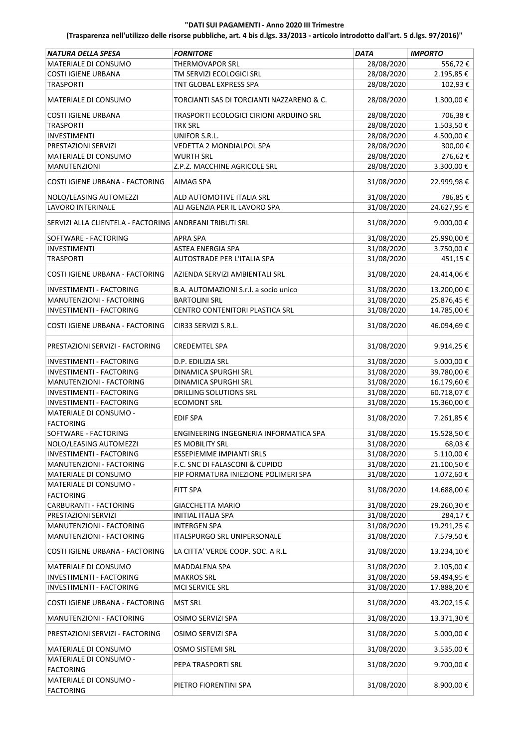**"DATI SUI PAGAMENTI - Anno 2020 III Trimestre**

**(Trasparenza nell'utilizzo delle risorse pubbliche, art. 4 bis d.lgs. 33/2013 - articolo introdotto dall'art. 5 d.lgs. 97/2016)"**

| *NATURA DELLA SPESA* | *FORNITORE* | *DATA* | *IMPORTO* |
|---|---|---|---|
| MATERIALE DI CONSUMO | THERMOVAPOR SRL | 28/08/2020 | 556,72 € |
| COSTI IGIENE URBANA | TM SERVIZI ECOLOGICI SRL | 28/08/2020 | 2.195,85 € |
| TRASPORTI | TNT GLOBAL EXPRESS SPA | 28/08/2020 | 102,93 € |
| MATERIALE DI CONSUMO | TORCIANTI SAS DI TORCIANTI NAZZARENO & C. | 28/08/2020 | 1.300,00 € |
| COSTI IGIENE URBANA | TRASPORTI ECOLOGICI CIRIONI ARDUINO SRL | 28/08/2020 | 706,38 € |
| TRASPORTI | TRK SRL | 28/08/2020 | 1.503,50 € |
| INVESTIMENTI | UNIFOR S.R.L. | 28/08/2020 | 4.500,00 € |
| PRESTAZIONI SERVIZI | VEDETTA 2 MONDIALPOL SPA | 28/08/2020 | 300,00 € |
| MATERIALE DI CONSUMO | WURTH SRL | 28/08/2020 | 276,62 € |
| MANUTENZIONI | Z.P.Z. MACCHINE AGRICOLE SRL | 28/08/2020 | 3.300,00 € |
| COSTI IGIENE URBANA - FACTORING | AIMAG SPA | 31/08/2020 | 22.999,98 € |
| NOLO/LEASING AUTOMEZZI | ALD AUTOMOTIVE ITALIA SRL | 31/08/2020 | 786,85 € |
| LAVORO INTERINALE | ALI AGENZIA PER IL LAVORO SPA | 31/08/2020 | 24.627,95 € |
| SERVIZI ALLA CLIENTELA - FACTORING | ANDREANI TRIBUTI SRL | 31/08/2020 | 9.000,00 € |
| SOFTWARE - FACTORING | APRA SPA | 31/08/2020 | 25.990,00 € |
| INVESTIMENTI | ASTEA ENERGIA SPA | 31/08/2020 | 3.750,00 € |
| TRASPORTI | AUTOSTRADE PER L'ITALIA SPA | 31/08/2020 | 451,15 € |
| COSTI IGIENE URBANA - FACTORING | AZIENDA SERVIZI AMBIENTALI SRL | 31/08/2020 | 24.414,06 € |
| INVESTIMENTI - FACTORING | B.A. AUTOMAZIONI S.r.l. a socio unico | 31/08/2020 | 13.200,00 € |
| MANUTENZIONI - FACTORING | BARTOLINI SRL | 31/08/2020 | 25.876,45 € |
| INVESTIMENTI - FACTORING | CENTRO CONTENITORI PLASTICA SRL | 31/08/2020 | 14.785,00 € |
| COSTI IGIENE URBANA - FACTORING | CIR33 SERVIZI S.R.L. | 31/08/2020 | 46.094,69 € |
| PRESTAZIONI SERVIZI - FACTORING | CREDEMTEL SPA | 31/08/2020 | 9.914,25 € |
| INVESTIMENTI - FACTORING | D.P. EDILIZIA SRL | 31/08/2020 | 5.000,00 € |
| INVESTIMENTI - FACTORING | DINAMICA SPURGHI SRL | 31/08/2020 | 39.780,00 € |
| MANUTENZIONI - FACTORING | DINAMICA SPURGHI SRL | 31/08/2020 | 16.179,60 € |
| INVESTIMENTI - FACTORING | DRILLING SOLUTIONS SRL | 31/08/2020 | 60.718,07 € |
| INVESTIMENTI - FACTORING | ECOMONT SRL | 31/08/2020 | 15.360,00 € |
| MATERIALE DI CONSUMO - FACTORING | EDIF SPA | 31/08/2020 | 7.261,85 € |
| SOFTWARE - FACTORING | ENGINEERING INGEGNERIA INFORMATICA SPA | 31/08/2020 | 15.528,50 € |
| NOLO/LEASING AUTOMEZZI | ES MOBILITY SRL | 31/08/2020 | 68,03 € |
| INVESTIMENTI - FACTORING | ESSEPIEMME IMPIANTI SRLS | 31/08/2020 | 5.110,00 € |
| MANUTENZIONI - FACTORING | F.C. SNC DI FALASCONI & CUPIDO | 31/08/2020 | 21.100,50 € |
| MATERIALE DI CONSUMO | FIP FORMATURA INIEZIONE POLIMERI SPA | 31/08/2020 | 1.072,60 € |
| MATERIALE DI CONSUMO - FACTORING | FITT SPA | 31/08/2020 | 14.688,00 € |
| CARBURANTI - FACTORING | GIACCHETTA MARIO | 31/08/2020 | 29.260,30 € |
| PRESTAZIONI SERVIZI | INITIAL ITALIA SPA | 31/08/2020 | 284,17 € |
| MANUTENZIONI - FACTORING | INTERGEN SPA | 31/08/2020 | 19.291,25 € |
| MANUTENZIONI - FACTORING | ITALSPURGO SRL UNIPERSONALE | 31/08/2020 | 7.579,50 € |
| COSTI IGIENE URBANA - FACTORING | LA CITTA' VERDE COOP. SOC. A R.L. | 31/08/2020 | 13.234,10 € |
| MATERIALE DI CONSUMO | MADDALENA SPA | 31/08/2020 | 2.105,00 € |
| INVESTIMENTI - FACTORING | MAKROS SRL | 31/08/2020 | 59.494,95 € |
| INVESTIMENTI - FACTORING | MCI SERVICE SRL | 31/08/2020 | 17.888,20 € |
| COSTI IGIENE URBANA - FACTORING | MST SRL | 31/08/2020 | 43.202,15 € |
| MANUTENZIONI - FACTORING | OSIMO SERVIZI SPA | 31/08/2020 | 13.371,30 € |
| PRESTAZIONI SERVIZI - FACTORING | OSIMO SERVIZI SPA | 31/08/2020 | 5.000,00 € |
| MATERIALE DI CONSUMO | OSMO SISTEMI SRL | 31/08/2020 | 3.535,00 € |
| MATERIALE DI CONSUMO - FACTORING | PEPA TRASPORTI SRL | 31/08/2020 | 9.700,00 € |
| MATERIALE DI CONSUMO - FACTORING | PIETRO FIORENTINI SPA | 31/08/2020 | 8.900,00 € |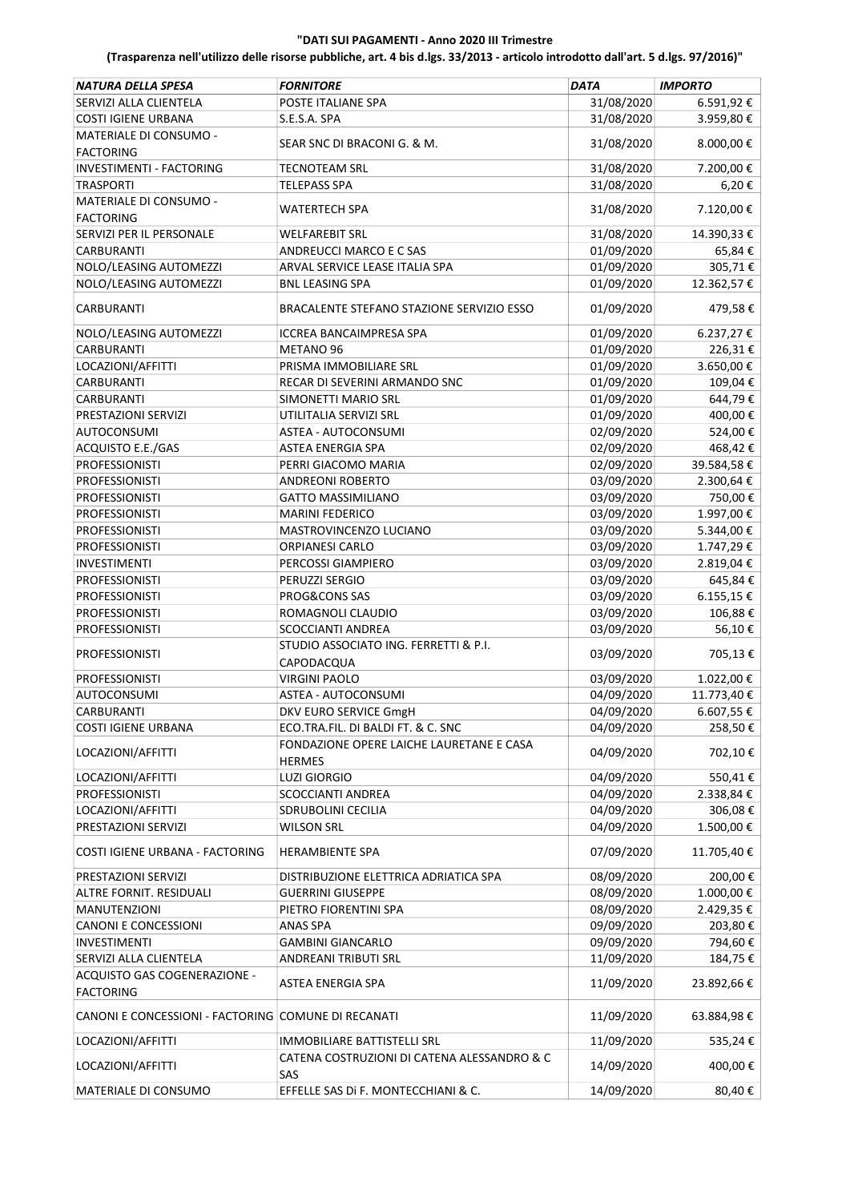**"DATI SUI PAGAMENTI - Anno 2020 III Trimestre**

**(Trasparenza nell'utilizzo delle risorse pubbliche, art. 4 bis d.lgs. 33/2013 - articolo introdotto dall'art. 5 d.lgs. 97/2016)"**

| *NATURA DELLA SPESA* | *FORNITORE* | *DATA* | *IMPORTO* |
|---|---|---|---|
| SERVIZI ALLA CLIENTELA | POSTE ITALIANE SPA | 31/08/2020 | 6.591,92 € |
| COSTI IGIENE URBANA | S.E.S.A. SPA | 31/08/2020 | 3.959,80 € |
| MATERIALE DI CONSUMO - FACTORING | SEAR SNC DI BRACONI G. & M. | 31/08/2020 | 8.000,00 € |
| INVESTIMENTI - FACTORING | TECNOTEAM SRL | 31/08/2020 | 7.200,00 € |
| TRASPORTI | TELEPASS SPA | 31/08/2020 | 6,20 € |
| MATERIALE DI CONSUMO - FACTORING | WATERTECH SPA | 31/08/2020 | 7.120,00 € |
| SERVIZI PER IL PERSONALE | WELFAREBIT SRL | 31/08/2020 | 14.390,33 € |
| CARBURANTI | ANDREUCCI MARCO E C SAS | 01/09/2020 | 65,84 € |
| NOLO/LEASING AUTOMEZZI | ARVAL SERVICE LEASE ITALIA SPA | 01/09/2020 | 305,71 € |
| NOLO/LEASING AUTOMEZZI | BNL LEASING SPA | 01/09/2020 | 12.362,57 € |
| CARBURANTI | BRACALENTE STEFANO STAZIONE SERVIZIO ESSO | 01/09/2020 | 479,58 € |
| NOLO/LEASING AUTOMEZZI | ICCREA BANCAIMPRESA SPA | 01/09/2020 | 6.237,27 € |
| CARBURANTI | METANO 96 | 01/09/2020 | 226,31 € |
| LOCAZIONI/AFFITTI | PRISMA IMMOBILIARE SRL | 01/09/2020 | 3.650,00 € |
| CARBURANTI | RECAR DI SEVERINI ARMANDO SNC | 01/09/2020 | 109,04 € |
| CARBURANTI | SIMONETTI MARIO SRL | 01/09/2020 | 644,79 € |
| PRESTAZIONI SERVIZI | UTILITALIA SERVIZI SRL | 01/09/2020 | 400,00 € |
| AUTOCONSUMI | ASTEA - AUTOCONSUMI | 02/09/2020 | 524,00 € |
| ACQUISTO E.E./GAS | ASTEA ENERGIA SPA | 02/09/2020 | 468,42 € |
| PROFESSIONISTI | PERRI GIACOMO MARIA | 02/09/2020 | 39.584,58 € |
| PROFESSIONISTI | ANDREONI ROBERTO | 03/09/2020 | 2.300,64 € |
| PROFESSIONISTI | GATTO MASSIMILIANO | 03/09/2020 | 750,00 € |
| PROFESSIONISTI | MARINI FEDERICO | 03/09/2020 | 1.997,00 € |
| PROFESSIONISTI | MASTROVINCENZO LUCIANO | 03/09/2020 | 5.344,00 € |
| PROFESSIONISTI | ORPIANESI CARLO | 03/09/2020 | 1.747,29 € |
| INVESTIMENTI | PERCOSSI GIAMPIERO | 03/09/2020 | 2.819,04 € |
| PROFESSIONISTI | PERUZZI SERGIO | 03/09/2020 | 645,84 € |
| PROFESSIONISTI | PROG&CONS SAS | 03/09/2020 | 6.155,15 € |
| PROFESSIONISTI | ROMAGNOLI CLAUDIO | 03/09/2020 | 106,88 € |
| PROFESSIONISTI | SCOCCIANTI ANDREA | 03/09/2020 | 56,10 € |
| PROFESSIONISTI | STUDIO ASSOCIATO ING. FERRETTI & P.I. CAPODACQUA | 03/09/2020 | 705,13 € |
| PROFESSIONISTI | VIRGINI PAOLO | 03/09/2020 | 1.022,00 € |
| AUTOCONSUMI | ASTEA - AUTOCONSUMI | 04/09/2020 | 11.773,40 € |
| CARBURANTI | DKV EURO SERVICE GmgH | 04/09/2020 | 6.607,55 € |
| COSTI IGIENE URBANA | ECO.TRA.FIL. DI BALDI FT. & C. SNC | 04/09/2020 | 258,50 € |
| LOCAZIONI/AFFITTI | FONDAZIONE OPERE LAICHE LAURETANE E CASA HERMES | 04/09/2020 | 702,10 € |
| LOCAZIONI/AFFITTI | LUZI GIORGIO | 04/09/2020 | 550,41 € |
| PROFESSIONISTI | SCOCCIANTI ANDREA | 04/09/2020 | 2.338,84 € |
| LOCAZIONI/AFFITTI | SDRUBOLINI CECILIA | 04/09/2020 | 306,08 € |
| PRESTAZIONI SERVIZI | WILSON SRL | 04/09/2020 | 1.500,00 € |
| COSTI IGIENE URBANA - FACTORING | HERAMBIENTE SPA | 07/09/2020 | 11.705,40 € |
| PRESTAZIONI SERVIZI | DISTRIBUZIONE ELETTRICA ADRIATICA SPA | 08/09/2020 | 200,00 € |
| ALTRE FORNIT. RESIDUALI | GUERRINI GIUSEPPE | 08/09/2020 | 1.000,00 € |
| MANUTENZIONI | PIETRO FIORENTINI SPA | 08/09/2020 | 2.429,35 € |
| CANONI E CONCESSIONI | ANAS SPA | 09/09/2020 | 203,80 € |
| INVESTIMENTI | GAMBINI GIANCARLO | 09/09/2020 | 794,60 € |
| SERVIZI ALLA CLIENTELA | ANDREANI TRIBUTI SRL | 11/09/2020 | 184,75 € |
| ACQUISTO GAS COGENERAZIONE - FACTORING | ASTEA ENERGIA SPA | 11/09/2020 | 23.892,66 € |
| CANONI E CONCESSIONI - FACTORING | COMUNE DI RECANATI | 11/09/2020 | 63.884,98 € |
| LOCAZIONI/AFFITTI | IMMOBILIARE BATTISTELLI SRL | 11/09/2020 | 535,24 € |
| LOCAZIONI/AFFITTI | CATENA COSTRUZIONI DI CATENA ALESSANDRO & C SAS | 14/09/2020 | 400,00 € |
| MATERIALE DI CONSUMO | EFFELLE SAS Di F. MONTECCHIANI & C. | 14/09/2020 | 80,40 € |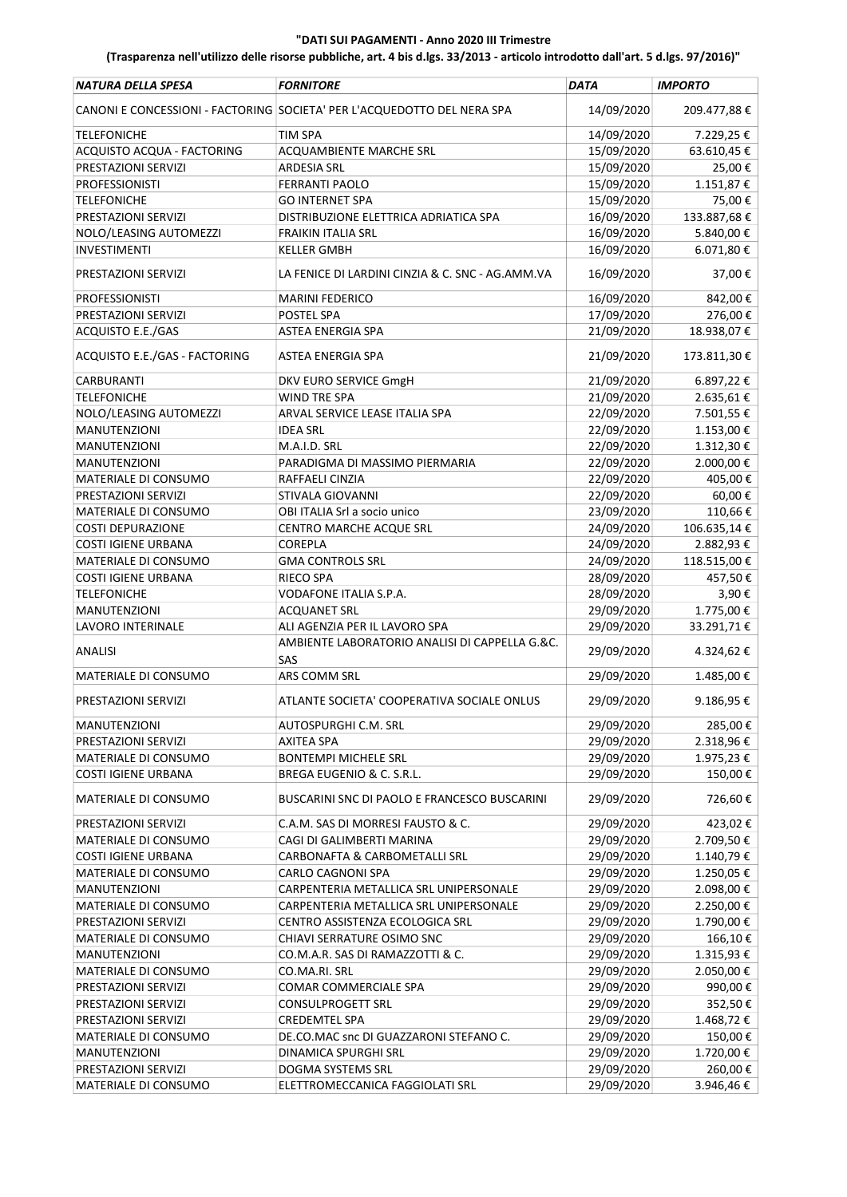**"DATI SUI PAGAMENTI - Anno 2020 III Trimestre**

**(Trasparenza nell'utilizzo delle risorse pubbliche, art. 4 bis d.lgs. 33/2013 - articolo introdotto dall'art. 5 d.lgs. 97/2016)"**

| *NATURA DELLA SPESA* | *FORNITORE* | *DATA* | *IMPORTO* |
|---|---|---|---|
| CANONI E CONCESSIONI - FACTORING | SOCIETA' PER L'ACQUEDOTTO DEL NERA SPA | 14/09/2020 | 209.477,88 € |
| TELEFONICHE | TIM SPA | 14/09/2020 | 7.229,25 € |
| ACQUISTO ACQUA - FACTORING | ACQUAMBIENTE MARCHE SRL | 15/09/2020 | 63.610,45 € |
| PRESTAZIONI SERVIZI | ARDESIA SRL | 15/09/2020 | 25,00 € |
| PROFESSIONISTI | FERRANTI PAOLO | 15/09/2020 | 1.151,87 € |
| TELEFONICHE | GO INTERNET SPA | 15/09/2020 | 75,00 € |
| PRESTAZIONI SERVIZI | DISTRIBUZIONE ELETTRICA ADRIATICA SPA | 16/09/2020 | 133.887,68 € |
| NOLO/LEASING AUTOMEZZI | FRAIKIN ITALIA SRL | 16/09/2020 | 5.840,00 € |
| INVESTIMENTI | KELLER GMBH | 16/09/2020 | 6.071,80 € |
| PRESTAZIONI SERVIZI | LA FENICE DI LARDINI CINZIA & C. SNC - AG.AMM.VA | 16/09/2020 | 37,00 € |
| PROFESSIONISTI | MARINI FEDERICO | 16/09/2020 | 842,00 € |
| PRESTAZIONI SERVIZI | POSTEL SPA | 17/09/2020 | 276,00 € |
| ACQUISTO E.E./GAS | ASTEA ENERGIA SPA | 21/09/2020 | 18.938,07 € |
| ACQUISTO E.E./GAS - FACTORING | ASTEA ENERGIA SPA | 21/09/2020 | 173.811,30 € |
| CARBURANTI | DKV EURO SERVICE GmgH | 21/09/2020 | 6.897,22 € |
| TELEFONICHE | WIND TRE SPA | 21/09/2020 | 2.635,61 € |
| NOLO/LEASING AUTOMEZZI | ARVAL SERVICE LEASE ITALIA SPA | 22/09/2020 | 7.501,55 € |
| MANUTENZIONI | IDEA SRL | 22/09/2020 | 1.153,00 € |
| MANUTENZIONI | M.A.I.D. SRL | 22/09/2020 | 1.312,30 € |
| MANUTENZIONI | PARADIGMA DI MASSIMO PIERMARIA | 22/09/2020 | 2.000,00 € |
| MATERIALE DI CONSUMO | RAFFAELI CINZIA | 22/09/2020 | 405,00 € |
| PRESTAZIONI SERVIZI | STIVALA GIOVANNI | 22/09/2020 | 60,00 € |
| MATERIALE DI CONSUMO | OBI ITALIA Srl a socio unico | 23/09/2020 | 110,66 € |
| COSTI DEPURAZIONE | CENTRO MARCHE ACQUE SRL | 24/09/2020 | 106.635,14 € |
| COSTI IGIENE URBANA | COREPLA | 24/09/2020 | 2.882,93 € |
| MATERIALE DI CONSUMO | GMA CONTROLS SRL | 24/09/2020 | 118.515,00 € |
| COSTI IGIENE URBANA | RIECO SPA | 28/09/2020 | 457,50 € |
| TELEFONICHE | VODAFONE ITALIA S.P.A. | 28/09/2020 | 3,90 € |
| MANUTENZIONI | ACQUANET SRL | 29/09/2020 | 1.775,00 € |
| LAVORO INTERINALE | ALI AGENZIA PER IL LAVORO SPA | 29/09/2020 | 33.291,71 € |
| ANALISI | AMBIENTE LABORATORIO ANALISI DI CAPPELLA G.&C. SAS | 29/09/2020 | 4.324,62 € |
| MATERIALE DI CONSUMO | ARS COMM SRL | 29/09/2020 | 1.485,00 € |
| PRESTAZIONI SERVIZI | ATLANTE SOCIETA' COOPERATIVA SOCIALE ONLUS | 29/09/2020 | 9.186,95 € |
| MANUTENZIONI | AUTOSPURGHI C.M. SRL | 29/09/2020 | 285,00 € |
| PRESTAZIONI SERVIZI | AXITEA SPA | 29/09/2020 | 2.318,96 € |
| MATERIALE DI CONSUMO | BONTEMPI MICHELE SRL | 29/09/2020 | 1.975,23 € |
| COSTI IGIENE URBANA | BREGA EUGENIO & C. S.R.L. | 29/09/2020 | 150,00 € |
| MATERIALE DI CONSUMO | BUSCARINI SNC DI PAOLO E FRANCESCO BUSCARINI | 29/09/2020 | 726,60 € |
| PRESTAZIONI SERVIZI | C.A.M. SAS DI MORRESI FAUSTO & C. | 29/09/2020 | 423,02 € |
| MATERIALE DI CONSUMO | CAGI DI GALIMBERTI MARINA | 29/09/2020 | 2.709,50 € |
| COSTI IGIENE URBANA | CARBONAFTA & CARBOMETALLI SRL | 29/09/2020 | 1.140,79 € |
| MATERIALE DI CONSUMO | CARLO CAGNONI SPA | 29/09/2020 | 1.250,05 € |
| MANUTENZIONI | CARPENTERIA METALLICA SRL UNIPERSONALE | 29/09/2020 | 2.098,00 € |
| MATERIALE DI CONSUMO | CARPENTERIA METALLICA SRL UNIPERSONALE | 29/09/2020 | 2.250,00 € |
| PRESTAZIONI SERVIZI | CENTRO ASSISTENZA ECOLOGICA SRL | 29/09/2020 | 1.790,00 € |
| MATERIALE DI CONSUMO | CHIAVI SERRATURE OSIMO SNC | 29/09/2020 | 166,10 € |
| MANUTENZIONI | CO.M.A.R. SAS DI RAMAZZOTTI & C. | 29/09/2020 | 1.315,93 € |
| MATERIALE DI CONSUMO | CO.MA.RI. SRL | 29/09/2020 | 2.050,00 € |
| PRESTAZIONI SERVIZI | COMAR COMMERCIALE SPA | 29/09/2020 | 990,00 € |
| PRESTAZIONI SERVIZI | CONSULPROGETT SRL | 29/09/2020 | 352,50 € |
| PRESTAZIONI SERVIZI | CREDEMTEL SPA | 29/09/2020 | 1.468,72 € |
| MATERIALE DI CONSUMO | DE.CO.MAC snc DI GUAZZARONI STEFANO C. | 29/09/2020 | 150,00 € |
| MANUTENZIONI | DINAMICA SPURGHI SRL | 29/09/2020 | 1.720,00 € |
| PRESTAZIONI SERVIZI | DOGMA SYSTEMS SRL | 29/09/2020 | 260,00 € |
| MATERIALE DI CONSUMO | ELETTROMECCANICA FAGGIOLATI SRL | 29/09/2020 | 3.946,46 € |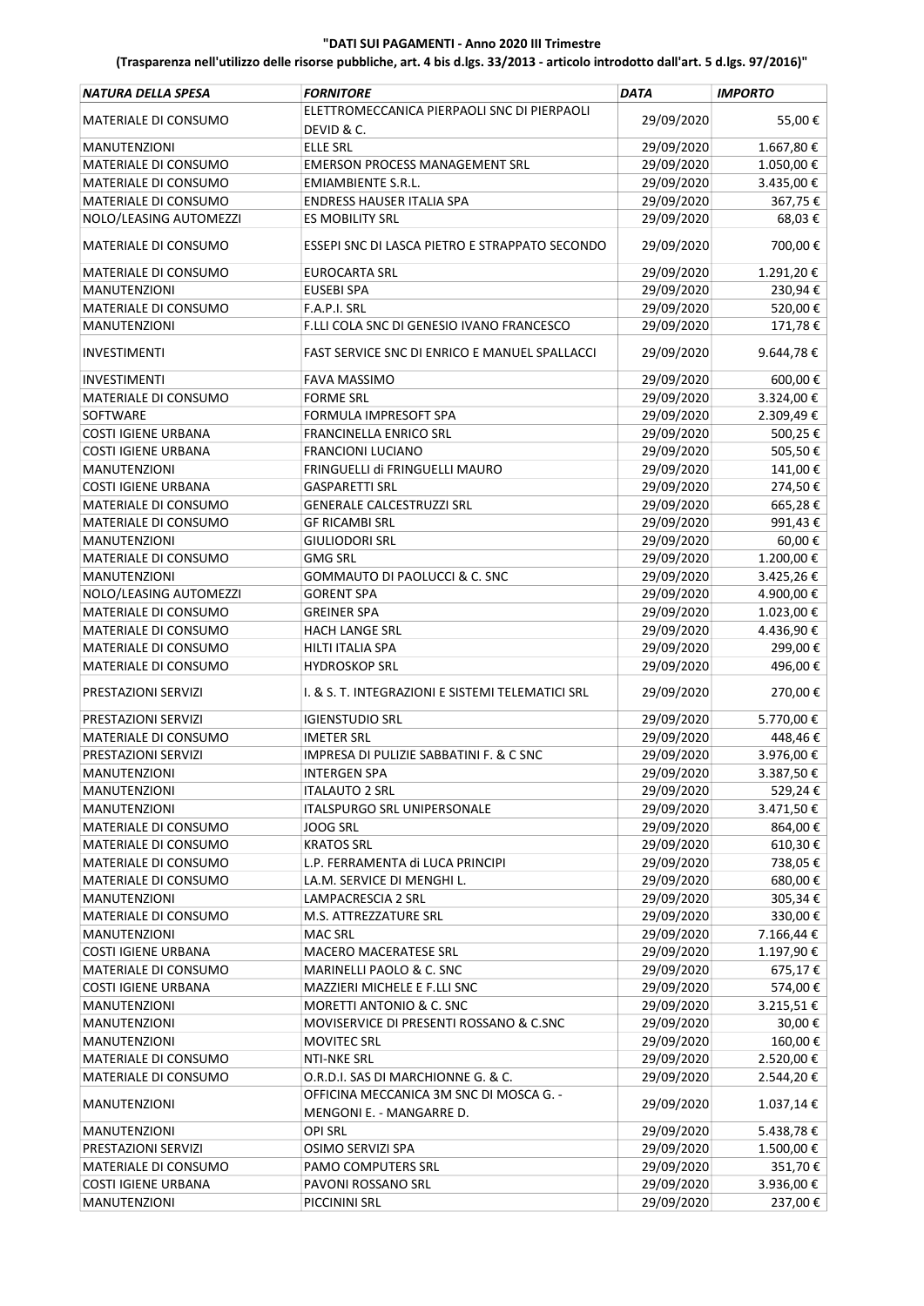**"DATI SUI PAGAMENTI - Anno 2020 III Trimestre**

**(Trasparenza nell'utilizzo delle risorse pubbliche, art. 4 bis d.lgs. 33/2013 - articolo introdotto dall'art. 5 d.lgs. 97/2016)"**

| *NATURA DELLA SPESA* | *FORNITORE* | *DATA* | *IMPORTO* |
|---|---|---|---|
| MATERIALE DI CONSUMO | ELETTROMECCANICA PIERPAOLI SNC DI PIERPAOLI DEVID & C. | 29/09/2020 | 55,00 € |
| MANUTENZIONI | ELLE SRL | 29/09/2020 | 1.667,80 € |
| MATERIALE DI CONSUMO | EMERSON PROCESS MANAGEMENT SRL | 29/09/2020 | 1.050,00 € |
| MATERIALE DI CONSUMO | EMIAMBIENTE S.R.L. | 29/09/2020 | 3.435,00 € |
| MATERIALE DI CONSUMO | ENDRESS HAUSER ITALIA SPA | 29/09/2020 | 367,75 € |
| NOLO/LEASING AUTOMEZZI | ES MOBILITY SRL | 29/09/2020 | 68,03 € |
| MATERIALE DI CONSUMO | ESSEPI SNC DI LASCA PIETRO E STRAPPATO SECONDO | 29/09/2020 | 700,00 € |
| MATERIALE DI CONSUMO | EUROCARTA SRL | 29/09/2020 | 1.291,20 € |
| MANUTENZIONI | EUSEBI SPA | 29/09/2020 | 230,94 € |
| MATERIALE DI CONSUMO | F.A.P.I. SRL | 29/09/2020 | 520,00 € |
| MANUTENZIONI | F.LLI COLA SNC DI GENESIO IVANO FRANCESCO | 29/09/2020 | 171,78 € |
| INVESTIMENTI | FAST SERVICE SNC DI ENRICO E MANUEL SPALLACCI | 29/09/2020 | 9.644,78 € |
| INVESTIMENTI | FAVA MASSIMO | 29/09/2020 | 600,00 € |
| MATERIALE DI CONSUMO | FORME SRL | 29/09/2020 | 3.324,00 € |
| SOFTWARE | FORMULA IMPRESOFT SPA | 29/09/2020 | 2.309,49 € |
| COSTI IGIENE URBANA | FRANCINELLA ENRICO SRL | 29/09/2020 | 500,25 € |
| COSTI IGIENE URBANA | FRANCIONI LUCIANO | 29/09/2020 | 505,50 € |
| MANUTENZIONI | FRINGUELLI di FRINGUELLI MAURO | 29/09/2020 | 141,00 € |
| COSTI IGIENE URBANA | GASPARETTI SRL | 29/09/2020 | 274,50 € |
| MATERIALE DI CONSUMO | GENERALE CALCESTRUZZI SRL | 29/09/2020 | 665,28 € |
| MATERIALE DI CONSUMO | GF RICAMBI SRL | 29/09/2020 | 991,43 € |
| MANUTENZIONI | GIULIODORI SRL | 29/09/2020 | 60,00 € |
| MATERIALE DI CONSUMO | GMG SRL | 29/09/2020 | 1.200,00 € |
| MANUTENZIONI | GOMMAUTO DI PAOLUCCI & C. SNC | 29/09/2020 | 3.425,26 € |
| NOLO/LEASING AUTOMEZZI | GORENT SPA | 29/09/2020 | 4.900,00 € |
| MATERIALE DI CONSUMO | GREINER SPA | 29/09/2020 | 1.023,00 € |
| MATERIALE DI CONSUMO | HACH LANGE SRL | 29/09/2020 | 4.436,90 € |
| MATERIALE DI CONSUMO | HILTI ITALIA SPA | 29/09/2020 | 299,00 € |
| MATERIALE DI CONSUMO | HYDROSKOP SRL | 29/09/2020 | 496,00 € |
| PRESTAZIONI SERVIZI | I. & S. T. INTEGRAZIONI E SISTEMI TELEMATICI SRL | 29/09/2020 | 270,00 € |
| PRESTAZIONI SERVIZI | IGIENSTUDIO SRL | 29/09/2020 | 5.770,00 € |
| MATERIALE DI CONSUMO | IMETER SRL | 29/09/2020 | 448,46 € |
| PRESTAZIONI SERVIZI | IMPRESA DI PULIZIE SABBATINI F. & C SNC | 29/09/2020 | 3.976,00 € |
| MANUTENZIONI | INTERGEN SPA | 29/09/2020 | 3.387,50 € |
| MANUTENZIONI | ITALAUTO 2 SRL | 29/09/2020 | 529,24 € |
| MANUTENZIONI | ITALSPURGO SRL UNIPERSONALE | 29/09/2020 | 3.471,50 € |
| MATERIALE DI CONSUMO | JOOG SRL | 29/09/2020 | 864,00 € |
| MATERIALE DI CONSUMO | KRATOS SRL | 29/09/2020 | 610,30 € |
| MATERIALE DI CONSUMO | L.P. FERRAMENTA di LUCA PRINCIPI | 29/09/2020 | 738,05 € |
| MATERIALE DI CONSUMO | LA.M. SERVICE DI MENGHI L. | 29/09/2020 | 680,00 € |
| MANUTENZIONI | LAMPACRESCIA 2 SRL | 29/09/2020 | 305,34 € |
| MATERIALE DI CONSUMO | M.S. ATTREZZATURE SRL | 29/09/2020 | 330,00 € |
| MANUTENZIONI | MAC SRL | 29/09/2020 | 7.166,44 € |
| COSTI IGIENE URBANA | MACERO MACERATESE SRL | 29/09/2020 | 1.197,90 € |
| MATERIALE DI CONSUMO | MARINELLI PAOLO & C. SNC | 29/09/2020 | 675,17 € |
| COSTI IGIENE URBANA | MAZZIERI MICHELE E F.LLI SNC | 29/09/2020 | 574,00 € |
| MANUTENZIONI | MORETTI ANTONIO & C. SNC | 29/09/2020 | 3.215,51 € |
| MANUTENZIONI | MOVISERVICE DI PRESENTI ROSSANO & C.SNC | 29/09/2020 | 30,00 € |
| MANUTENZIONI | MOVITEC SRL | 29/09/2020 | 160,00 € |
| MATERIALE DI CONSUMO | NTI-NKE SRL | 29/09/2020 | 2.520,00 € |
| MATERIALE DI CONSUMO | O.R.D.I. SAS DI MARCHIONNE G. & C. | 29/09/2020 | 2.544,20 € |
| MANUTENZIONI | OFFICINA MECCANICA 3M SNC DI MOSCA G. - MENGONI E. - MANGARRE D. | 29/09/2020 | 1.037,14 € |
| MANUTENZIONI | OPI SRL | 29/09/2020 | 5.438,78 € |
| PRESTAZIONI SERVIZI | OSIMO SERVIZI SPA | 29/09/2020 | 1.500,00 € |
| MATERIALE DI CONSUMO | PAMO COMPUTERS SRL | 29/09/2020 | 351,70 € |
| COSTI IGIENE URBANA | PAVONI ROSSANO SRL | 29/09/2020 | 3.936,00 € |
| MANUTENZIONI | PICCININI SRL | 29/09/2020 | 237,00 € |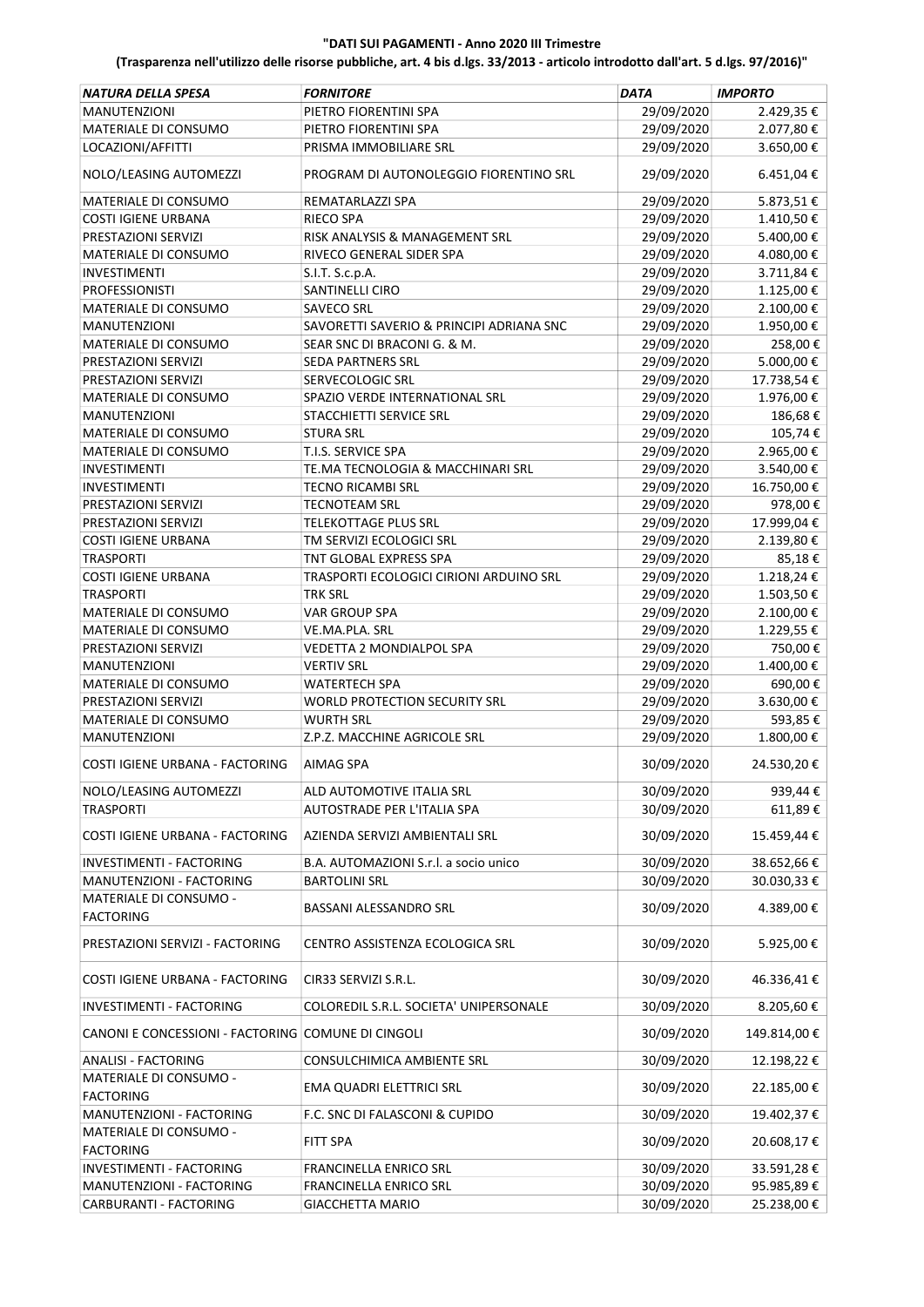**"DATI SUI PAGAMENTI - Anno 2020 III Trimestre**

**(Trasparenza nell'utilizzo delle risorse pubbliche, art. 4 bis d.lgs. 33/2013 - articolo introdotto dall'art. 5 d.lgs. 97/2016)"**

| *NATURA DELLA SPESA* | *FORNITORE* | *DATA* | *IMPORTO* |
|---|---|---|---|
| MANUTENZIONI | PIETRO FIORENTINI SPA | 29/09/2020 | 2.429,35 € |
| MATERIALE DI CONSUMO | PIETRO FIORENTINI SPA | 29/09/2020 | 2.077,80 € |
| LOCAZIONI/AFFITTI | PRISMA IMMOBILIARE SRL | 29/09/2020 | 3.650,00 € |
| NOLO/LEASING AUTOMEZZI | PROGRAM DI AUTONOLEGGIO FIORENTINO SRL | 29/09/2020 | 6.451,04 € |
| MATERIALE DI CONSUMO | REMATARLAZZI SPA | 29/09/2020 | 5.873,51 € |
| COSTI IGIENE URBANA | RIECO SPA | 29/09/2020 | 1.410,50 € |
| PRESTAZIONI SERVIZI | RISK ANALYSIS & MANAGEMENT SRL | 29/09/2020 | 5.400,00 € |
| MATERIALE DI CONSUMO | RIVECO GENERAL SIDER SPA | 29/09/2020 | 4.080,00 € |
| INVESTIMENTI | S.I.T. S.c.p.A. | 29/09/2020 | 3.711,84 € |
| PROFESSIONISTI | SANTINELLI CIRO | 29/09/2020 | 1.125,00 € |
| MATERIALE DI CONSUMO | SAVECO SRL | 29/09/2020 | 2.100,00 € |
| MANUTENZIONI | SAVORETTI SAVERIO & PRINCIPI ADRIANA SNC | 29/09/2020 | 1.950,00 € |
| MATERIALE DI CONSUMO | SEAR SNC DI BRACONI G. & M. | 29/09/2020 | 258,00 € |
| PRESTAZIONI SERVIZI | SEDA PARTNERS SRL | 29/09/2020 | 5.000,00 € |
| PRESTAZIONI SERVIZI | SERVECOLOGIC SRL | 29/09/2020 | 17.738,54 € |
| MATERIALE DI CONSUMO | SPAZIO VERDE INTERNATIONAL SRL | 29/09/2020 | 1.976,00 € |
| MANUTENZIONI | STACCHIETTI SERVICE SRL | 29/09/2020 | 186,68 € |
| MATERIALE DI CONSUMO | STURA SRL | 29/09/2020 | 105,74 € |
| MATERIALE DI CONSUMO | T.I.S. SERVICE SPA | 29/09/2020 | 2.965,00 € |
| INVESTIMENTI | TE.MA TECNOLOGIA & MACCHINARI SRL | 29/09/2020 | 3.540,00 € |
| INVESTIMENTI | TECNO RICAMBI SRL | 29/09/2020 | 16.750,00 € |
| PRESTAZIONI SERVIZI | TECNOTEAM SRL | 29/09/2020 | 978,00 € |
| PRESTAZIONI SERVIZI | TELEKOTTAGE PLUS SRL | 29/09/2020 | 17.999,04 € |
| COSTI IGIENE URBANA | TM SERVIZI ECOLOGICI SRL | 29/09/2020 | 2.139,80 € |
| TRASPORTI | TNT GLOBAL EXPRESS SPA | 29/09/2020 | 85,18 € |
| COSTI IGIENE URBANA | TRASPORTI ECOLOGICI CIRIONI ARDUINO SRL | 29/09/2020 | 1.218,24 € |
| TRASPORTI | TRK SRL | 29/09/2020 | 1.503,50 € |
| MATERIALE DI CONSUMO | VAR GROUP SPA | 29/09/2020 | 2.100,00 € |
| MATERIALE DI CONSUMO | VE.MA.PLA. SRL | 29/09/2020 | 1.229,55 € |
| PRESTAZIONI SERVIZI | VEDETTA 2 MONDIALPOL SPA | 29/09/2020 | 750,00 € |
| MANUTENZIONI | VERTIV SRL | 29/09/2020 | 1.400,00 € |
| MATERIALE DI CONSUMO | WATERTECH SPA | 29/09/2020 | 690,00 € |
| PRESTAZIONI SERVIZI | WORLD PROTECTION SECURITY SRL | 29/09/2020 | 3.630,00 € |
| MATERIALE DI CONSUMO | WURTH SRL | 29/09/2020 | 593,85 € |
| MANUTENZIONI | Z.P.Z. MACCHINE AGRICOLE SRL | 29/09/2020 | 1.800,00 € |
| COSTI IGIENE URBANA - FACTORING | AIMAG SPA | 30/09/2020 | 24.530,20 € |
| NOLO/LEASING AUTOMEZZI | ALD AUTOMOTIVE ITALIA SRL | 30/09/2020 | 939,44 € |
| TRASPORTI | AUTOSTRADE PER L'ITALIA SPA | 30/09/2020 | 611,89 € |
| COSTI IGIENE URBANA - FACTORING | AZIENDA SERVIZI AMBIENTALI SRL | 30/09/2020 | 15.459,44 € |
| INVESTIMENTI - FACTORING | B.A. AUTOMAZIONI S.r.l. a socio unico | 30/09/2020 | 38.652,66 € |
| MANUTENZIONI - FACTORING | BARTOLINI SRL | 30/09/2020 | 30.030,33 € |
| MATERIALE DI CONSUMO - FACTORING | BASSANI ALESSANDRO SRL | 30/09/2020 | 4.389,00 € |
| PRESTAZIONI SERVIZI - FACTORING | CENTRO ASSISTENZA ECOLOGICA SRL | 30/09/2020 | 5.925,00 € |
| COSTI IGIENE URBANA - FACTORING | CIR33 SERVIZI S.R.L. | 30/09/2020 | 46.336,41 € |
| INVESTIMENTI - FACTORING | COLOREDIL S.R.L. SOCIETA' UNIPERSONALE | 30/09/2020 | 8.205,60 € |
| CANONI E CONCESSIONI - FACTORING | COMUNE DI CINGOLI | 30/09/2020 | 149.814,00 € |
| ANALISI - FACTORING | CONSULCHIMICA AMBIENTE SRL | 30/09/2020 | 12.198,22 € |
| MATERIALE DI CONSUMO - FACTORING | EMA QUADRI ELETTRICI SRL | 30/09/2020 | 22.185,00 € |
| MANUTENZIONI - FACTORING | F.C. SNC DI FALASCONI & CUPIDO | 30/09/2020 | 19.402,37 € |
| MATERIALE DI CONSUMO - FACTORING | FITT SPA | 30/09/2020 | 20.608,17 € |
| INVESTIMENTI - FACTORING | FRANCINELLA ENRICO SRL | 30/09/2020 | 33.591,28 € |
| MANUTENZIONI - FACTORING | FRANCINELLA ENRICO SRL | 30/09/2020 | 95.985,89 € |
| CARBURANTI - FACTORING | GIACCHETTA MARIO | 30/09/2020 | 25.238,00 € |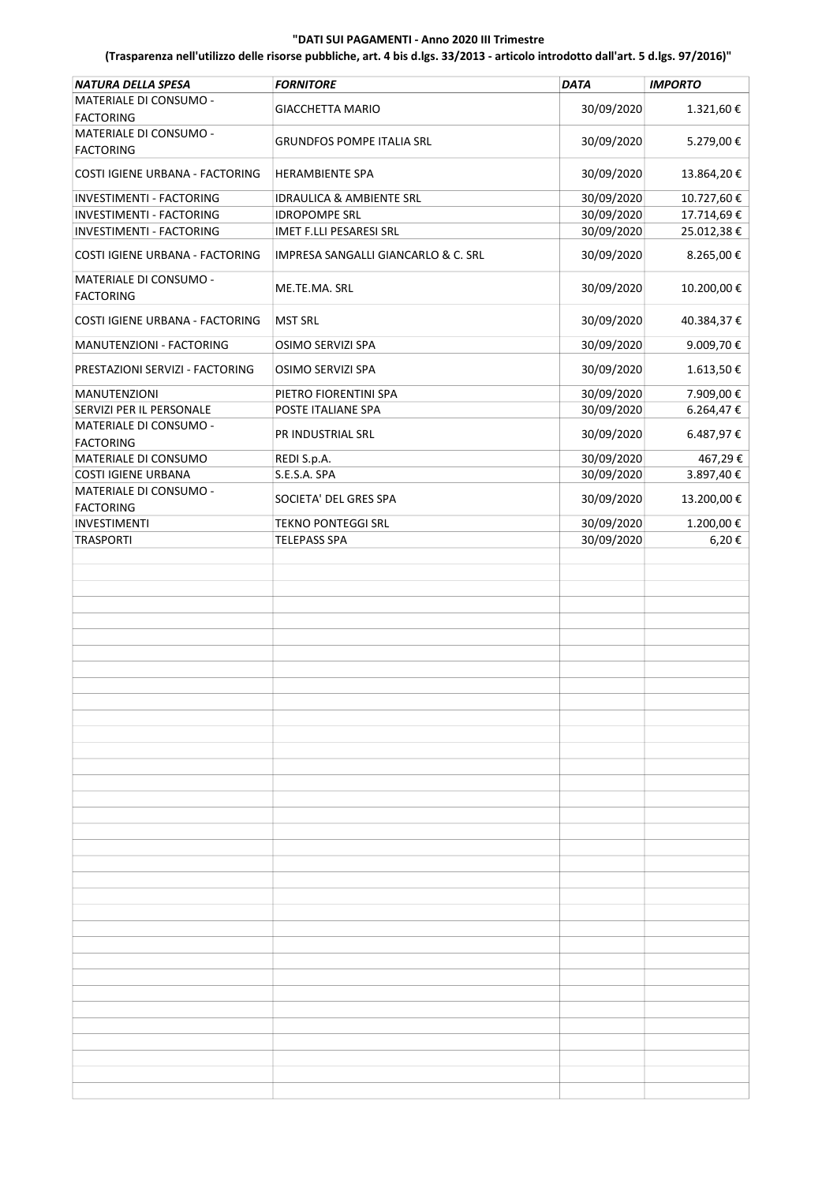**"DATI SUI PAGAMENTI - Anno 2020 III Trimestre**

**(Trasparenza nell'utilizzo delle risorse pubbliche, art. 4 bis d.lgs. 33/2013 - articolo introdotto dall'art. 5 d.lgs. 97/2016)"**

| *NATURA DELLA SPESA* | *FORNITORE* | *DATA* | *IMPORTO* |
|---|---|---|---|
| MATERIALE DI CONSUMO - FACTORING | GIACCHETTA MARIO | 30/09/2020 | 1.321,60 € |
| MATERIALE DI CONSUMO - FACTORING | GRUNDFOS POMPE ITALIA SRL | 30/09/2020 | 5.279,00 € |
| COSTI IGIENE URBANA - FACTORING | HERAMBIENTE SPA | 30/09/2020 | 13.864,20 € |
| INVESTIMENTI - FACTORING | IDRAULICA & AMBIENTE SRL | 30/09/2020 | 10.727,60 € |
| INVESTIMENTI - FACTORING | IDROPOMPE SRL | 30/09/2020 | 17.714,69 € |
| INVESTIMENTI - FACTORING | IMET F.LLI PESARESI SRL | 30/09/2020 | 25.012,38 € |
| COSTI IGIENE URBANA - FACTORING | IMPRESA SANGALLI GIANCARLO & C. SRL | 30/09/2020 | 8.265,00 € |
| MATERIALE DI CONSUMO - FACTORING | ME.TE.MA. SRL | 30/09/2020 | 10.200,00 € |
| COSTI IGIENE URBANA - FACTORING | MST SRL | 30/09/2020 | 40.384,37 € |
| MANUTENZIONI - FACTORING | OSIMO SERVIZI SPA | 30/09/2020 | 9.009,70 € |
| PRESTAZIONI SERVIZI - FACTORING | OSIMO SERVIZI SPA | 30/09/2020 | 1.613,50 € |
| MANUTENZIONI | PIETRO FIORENTINI SPA | 30/09/2020 | 7.909,00 € |
| SERVIZI PER IL PERSONALE | POSTE ITALIANE SPA | 30/09/2020 | 6.264,47 € |
| MATERIALE DI CONSUMO - FACTORING | PR INDUSTRIAL SRL | 30/09/2020 | 6.487,97 € |
| MATERIALE DI CONSUMO | REDI S.p.A. | 30/09/2020 | 467,29 € |
| COSTI IGIENE URBANA | S.E.S.A. SPA | 30/09/2020 | 3.897,40 € |
| MATERIALE DI CONSUMO - FACTORING | SOCIETA' DEL GRES SPA | 30/09/2020 | 13.200,00 € |
| INVESTIMENTI | TEKNO PONTEGGI SRL | 30/09/2020 | 1.200,00 € |
| TRASPORTI | TELEPASS SPA | 30/09/2020 | 6,20 € |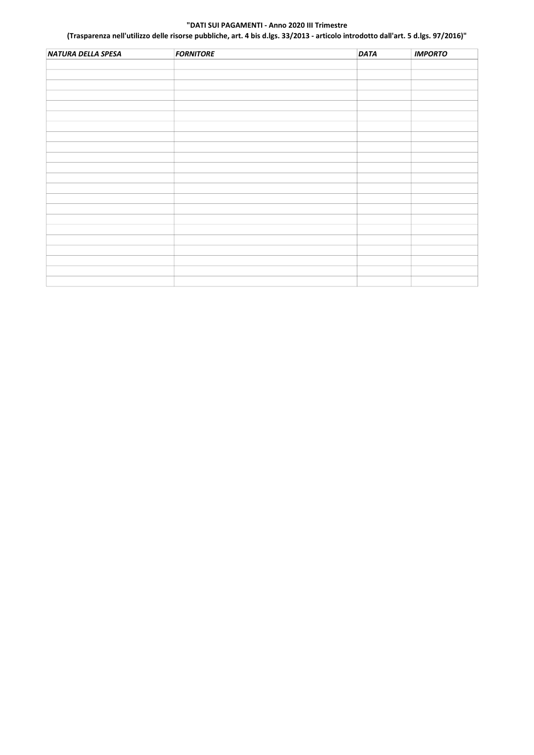**"DATI SUI PAGAMENTI - Anno 2020 III Trimestre**

**(Trasparenza nell'utilizzo delle risorse pubbliche, art. 4 bis d.lgs. 33/2013 - articolo introdotto dall'art. 5 d.lgs. 97/2016)"**

| ***NATURA DELLA SPESA*** | ***FORNITORE*** | ***DATA*** | ***IMPORTO*** |
|---|---|---|---|
| | | | |
| | | | |
| | | | |
| | | | |
| | | | |
| | | | |
| | | | |
| | | | |
| | | | |
| | | | |
| | | | |
| | | | |
| | | | |
| | | | |
| | | | |
| | | | |
| | | | |
| | | | |
| | | | |
| | | | |
| | | | |
| | | | |
| | | | |